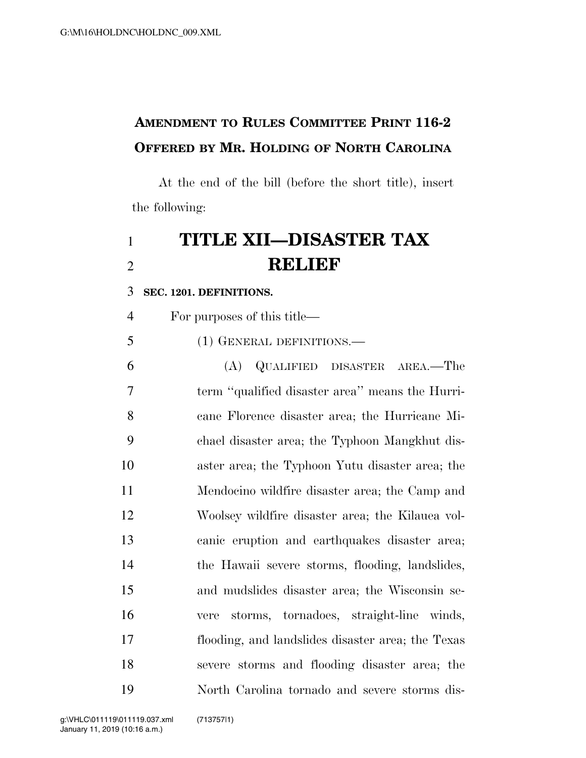**AMENDMENT TO RULES COMMITTEE PRINT 116-2**
**OFFERED BY MR. HOLDING OF NORTH CAROLINA**

At the end of the bill (before the short title), insert the following:

# TITLE XII—DISASTER TAX RELIEF

**SEC. 1201. DEFINITIONS.**

For purposes of this title—

(1) GENERAL DEFINITIONS.—

(A) QUALIFIED DISASTER AREA.—The term "qualified disaster area" means the Hurricane Florence disaster area; the Hurricane Michael disaster area; the Typhoon Mangkhut disaster area; the Typhoon Yutu disaster area; the Mendocino wildfire disaster area; the Camp and Woolsey wildfire disaster area; the Kilauea volcanic eruption and earthquakes disaster area; the Hawaii severe storms, flooding, landslides, and mudslides disaster area; the Wisconsin severe storms, tornadoes, straight-line winds, flooding, and landslides disaster area; the Texas severe storms and flooding disaster area; the North Carolina tornado and severe storms dis-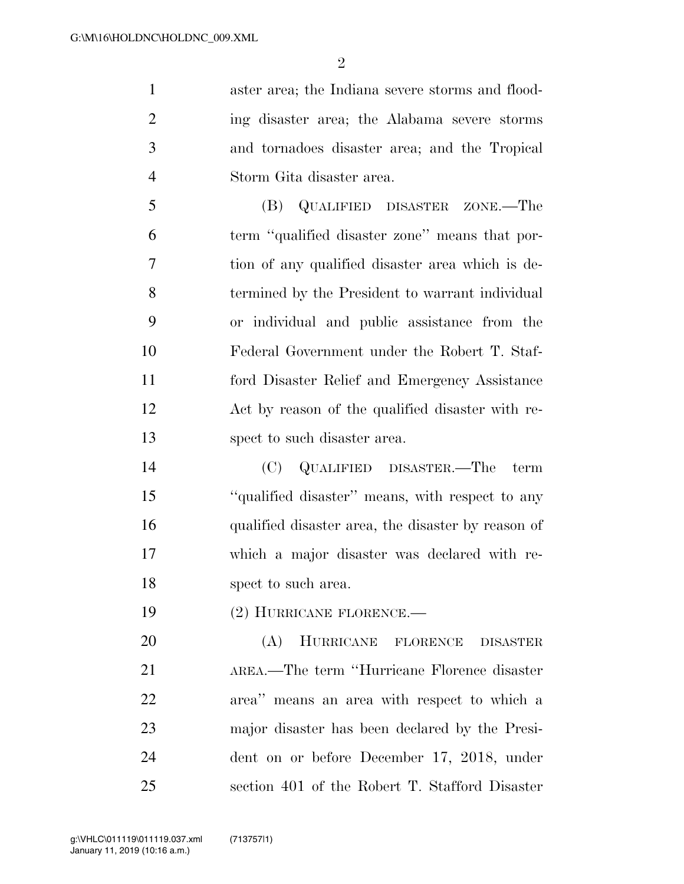aster area; the Indiana severe storms and flooding disaster area; the Alabama severe storms and tornadoes disaster area; and the Tropical Storm Gita disaster area.

(B) QUALIFIED DISASTER ZONE.—The term ''qualified disaster zone'' means that portion of any qualified disaster area which is determined by the President to warrant individual or individual and public assistance from the Federal Government under the Robert T. Stafford Disaster Relief and Emergency Assistance Act by reason of the qualified disaster with respect to such disaster area.

(C) QUALIFIED DISASTER.—The term ''qualified disaster'' means, with respect to any qualified disaster area, the disaster by reason of which a major disaster was declared with respect to such area.

(2) HURRICANE FLORENCE.—

(A) HURRICANE FLORENCE DISASTER AREA.—The term ''Hurricane Florence disaster area'' means an area with respect to which a major disaster has been declared by the President on or before December 17, 2018, under section 401 of the Robert T. Stafford Disaster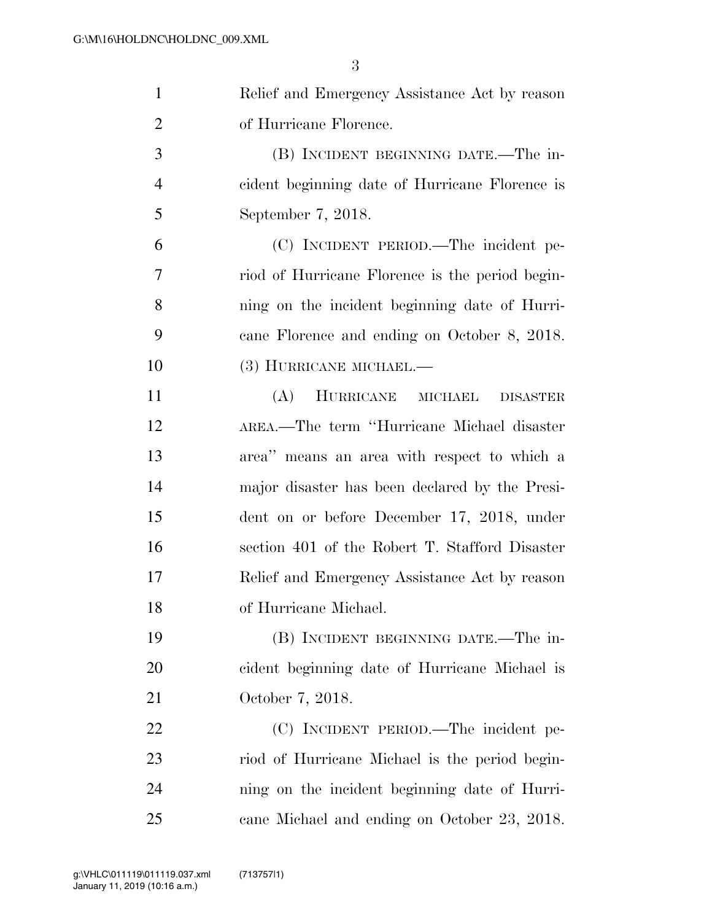Relief and Emergency Assistance Act by reason of Hurricane Florence.

(B) INCIDENT BEGINNING DATE.—The incident beginning date of Hurricane Florence is September 7, 2018.

(C) INCIDENT PERIOD.—The incident period of Hurricane Florence is the period beginning on the incident beginning date of Hurricane Florence and ending on October 8, 2018.

(3) HURRICANE MICHAEL.—

(A) HURRICANE MICHAEL DISASTER AREA.—The term ''Hurricane Michael disaster area'' means an area with respect to which a major disaster has been declared by the President on or before December 17, 2018, under section 401 of the Robert T. Stafford Disaster Relief and Emergency Assistance Act by reason of Hurricane Michael.

(B) INCIDENT BEGINNING DATE.—The incident beginning date of Hurricane Michael is October 7, 2018.

(C) INCIDENT PERIOD.—The incident period of Hurricane Michael is the period beginning on the incident beginning date of Hurricane Michael and ending on October 23, 2018.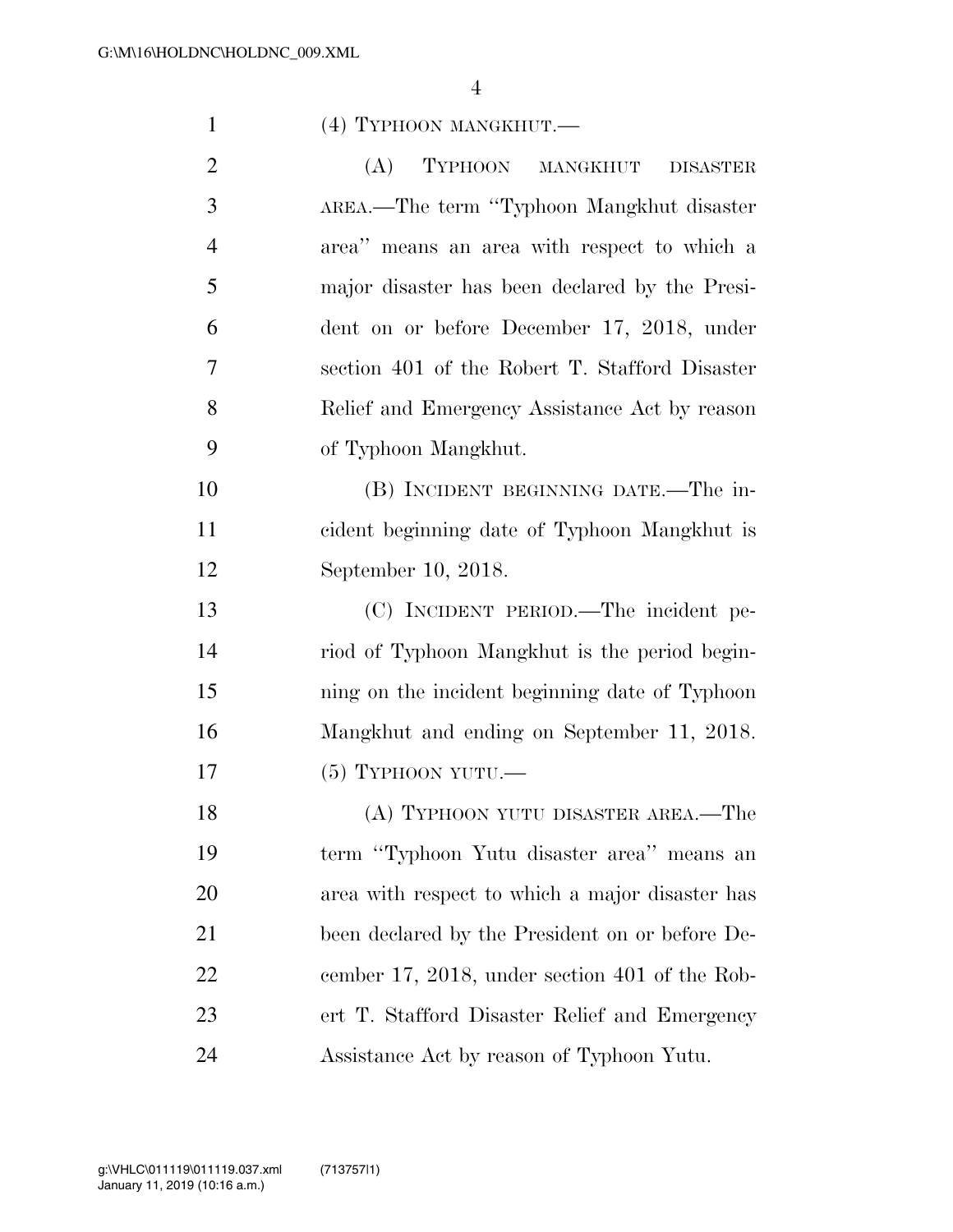(4) TYPHOON MANGKHUT.—

(A) TYPHOON MANGKHUT DISASTER AREA.—The term "Typhoon Mangkhut disaster area" means an area with respect to which a major disaster has been declared by the President on or before December 17, 2018, under section 401 of the Robert T. Stafford Disaster Relief and Emergency Assistance Act by reason of Typhoon Mangkhut.

(B) INCIDENT BEGINNING DATE.—The incident beginning date of Typhoon Mangkhut is September 10, 2018.

(C) INCIDENT PERIOD.—The incident period of Typhoon Mangkhut is the period beginning on the incident beginning date of Typhoon Mangkhut and ending on September 11, 2018.

(5) TYPHOON YUTU.—

(A) TYPHOON YUTU DISASTER AREA.—The term "Typhoon Yutu disaster area" means an area with respect to which a major disaster has been declared by the President on or before December 17, 2018, under section 401 of the Robert T. Stafford Disaster Relief and Emergency Assistance Act by reason of Typhoon Yutu.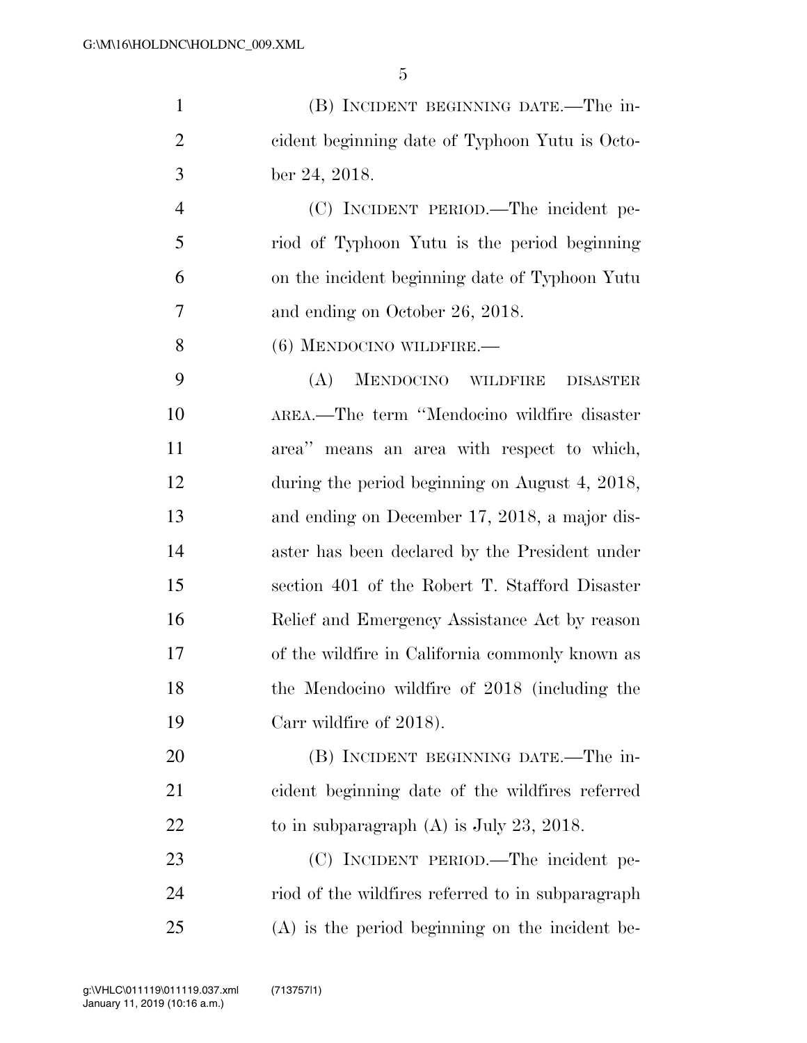(B) INCIDENT BEGINNING DATE.—The incident beginning date of Typhoon Yutu is October 24, 2018.

(C) INCIDENT PERIOD.—The incident period of Typhoon Yutu is the period beginning on the incident beginning date of Typhoon Yutu and ending on October 26, 2018.

(6) MENDOCINO WILDFIRE.—

(A) MENDOCINO WILDFIRE DISASTER AREA.—The term "Mendocino wildfire disaster area" means an area with respect to which, during the period beginning on August 4, 2018, and ending on December 17, 2018, a major disaster has been declared by the President under section 401 of the Robert T. Stafford Disaster Relief and Emergency Assistance Act by reason of the wildfire in California commonly known as the Mendocino wildfire of 2018 (including the Carr wildfire of 2018).

(B) INCIDENT BEGINNING DATE.—The incident beginning date of the wildfires referred to in subparagraph (A) is July 23, 2018.

(C) INCIDENT PERIOD.—The incident period of the wildfires referred to in subparagraph (A) is the period beginning on the incident be-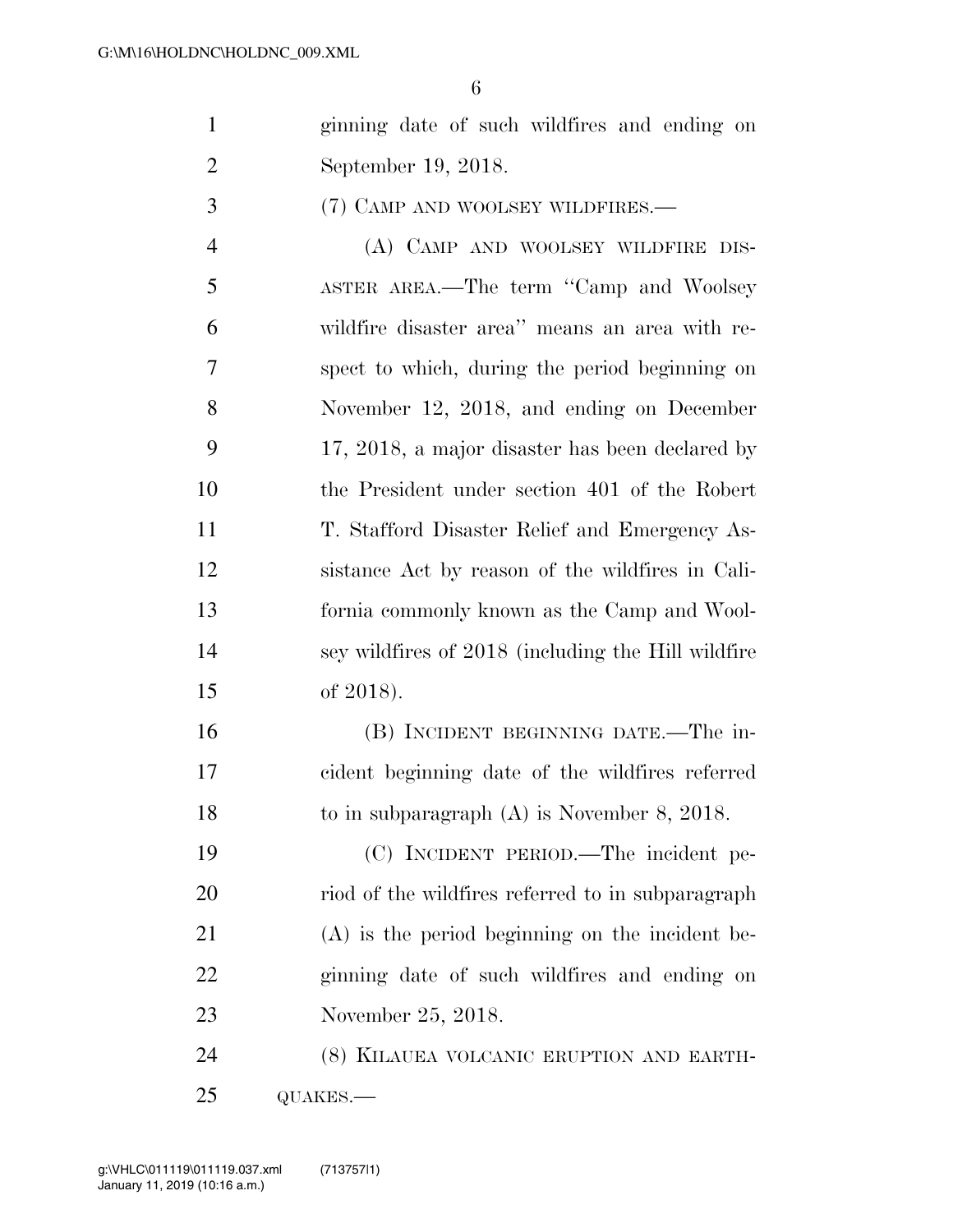ginning date of such wildfires and ending on September 19, 2018.

(7) CAMP AND WOOLSEY WILDFIRES.—

(A) CAMP AND WOOLSEY WILDFIRE DISASTER AREA.—The term "Camp and Woolsey wildfire disaster area" means an area with respect to which, during the period beginning on November 12, 2018, and ending on December 17, 2018, a major disaster has been declared by the President under section 401 of the Robert T. Stafford Disaster Relief and Emergency Assistance Act by reason of the wildfires in California commonly known as the Camp and Woolsey wildfires of 2018 (including the Hill wildfire of 2018).

(B) INCIDENT BEGINNING DATE.—The incident beginning date of the wildfires referred to in subparagraph (A) is November 8, 2018.

(C) INCIDENT PERIOD.—The incident period of the wildfires referred to in subparagraph (A) is the period beginning on the incident beginning date of such wildfires and ending on November 25, 2018.

(8) KILAUEA VOLCANIC ERUPTION AND EARTHQUAKES.—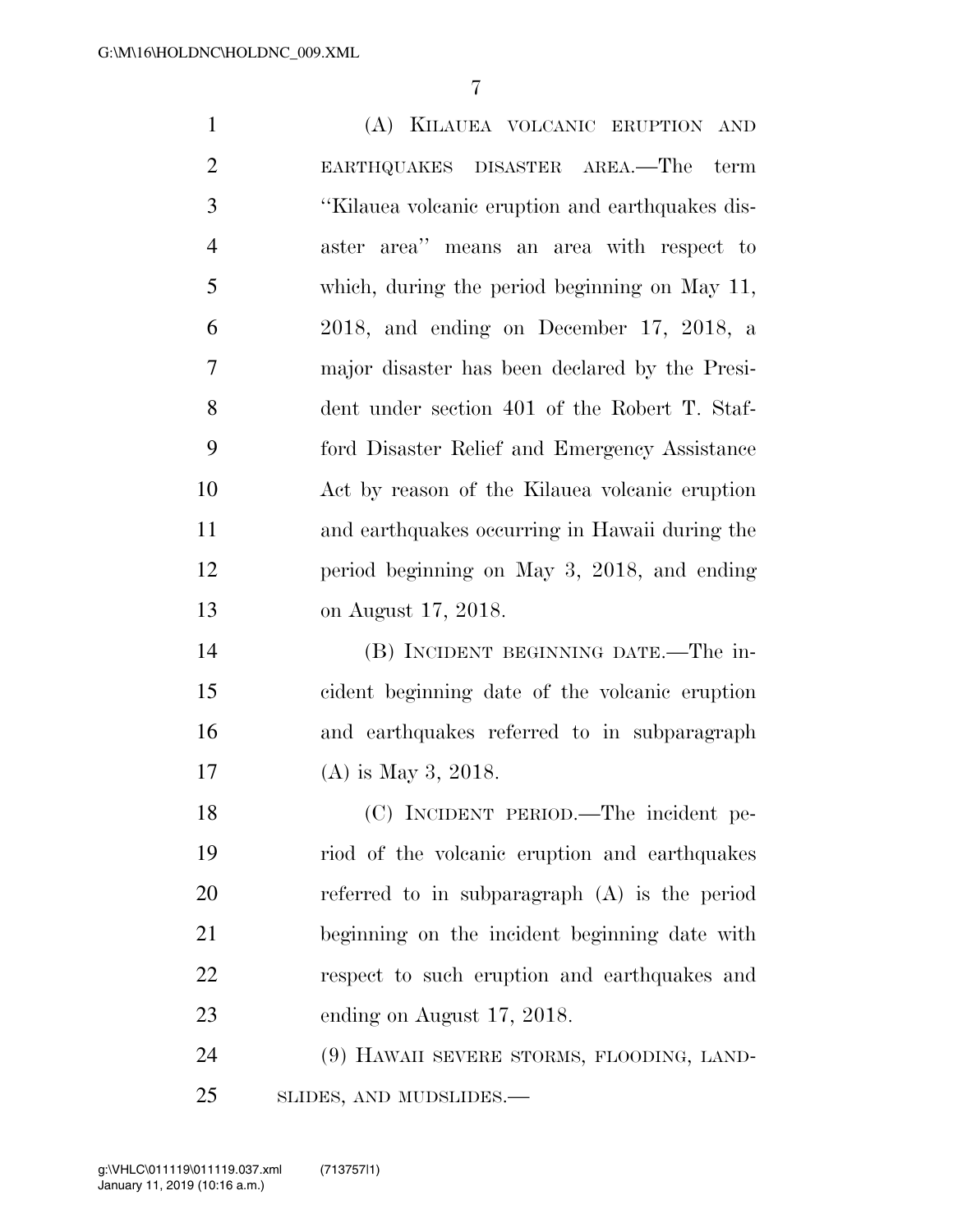(A) KILAUEA VOLCANIC ERUPTION AND EARTHQUAKES DISASTER AREA.—The term "Kilauea volcanic eruption and earthquakes disaster area" means an area with respect to which, during the period beginning on May 11, 2018, and ending on December 17, 2018, a major disaster has been declared by the President under section 401 of the Robert T. Stafford Disaster Relief and Emergency Assistance Act by reason of the Kilauea volcanic eruption and earthquakes occurring in Hawaii during the period beginning on May 3, 2018, and ending on August 17, 2018.

(B) INCIDENT BEGINNING DATE.—The incident beginning date of the volcanic eruption and earthquakes referred to in subparagraph (A) is May 3, 2018.

(C) INCIDENT PERIOD.—The incident period of the volcanic eruption and earthquakes referred to in subparagraph (A) is the period beginning on the incident beginning date with respect to such eruption and earthquakes and ending on August 17, 2018.

(9) HAWAII SEVERE STORMS, FLOODING, LANDSLIDES, AND MUDSLIDES.—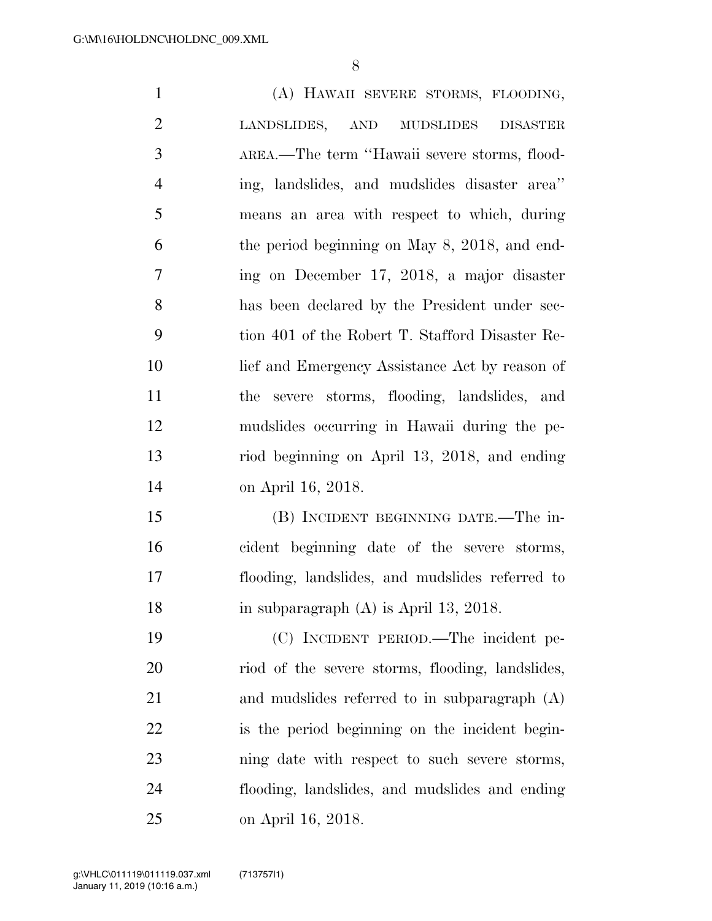(A) HAWAII SEVERE STORMS, FLOODING, LANDSLIDES, AND MUDSLIDES DISASTER AREA.—The term ''Hawaii severe storms, flooding, landslides, and mudslides disaster area'' means an area with respect to which, during the period beginning on May 8, 2018, and ending on December 17, 2018, a major disaster has been declared by the President under section 401 of the Robert T. Stafford Disaster Relief and Emergency Assistance Act by reason of the severe storms, flooding, landslides, and mudslides occurring in Hawaii during the period beginning on April 13, 2018, and ending on April 16, 2018.

(B) INCIDENT BEGINNING DATE.—The incident beginning date of the severe storms, flooding, landslides, and mudslides referred to in subparagraph (A) is April 13, 2018.

(C) INCIDENT PERIOD.—The incident period of the severe storms, flooding, landslides, and mudslides referred to in subparagraph (A) is the period beginning on the incident beginning date with respect to such severe storms, flooding, landslides, and mudslides and ending on April 16, 2018.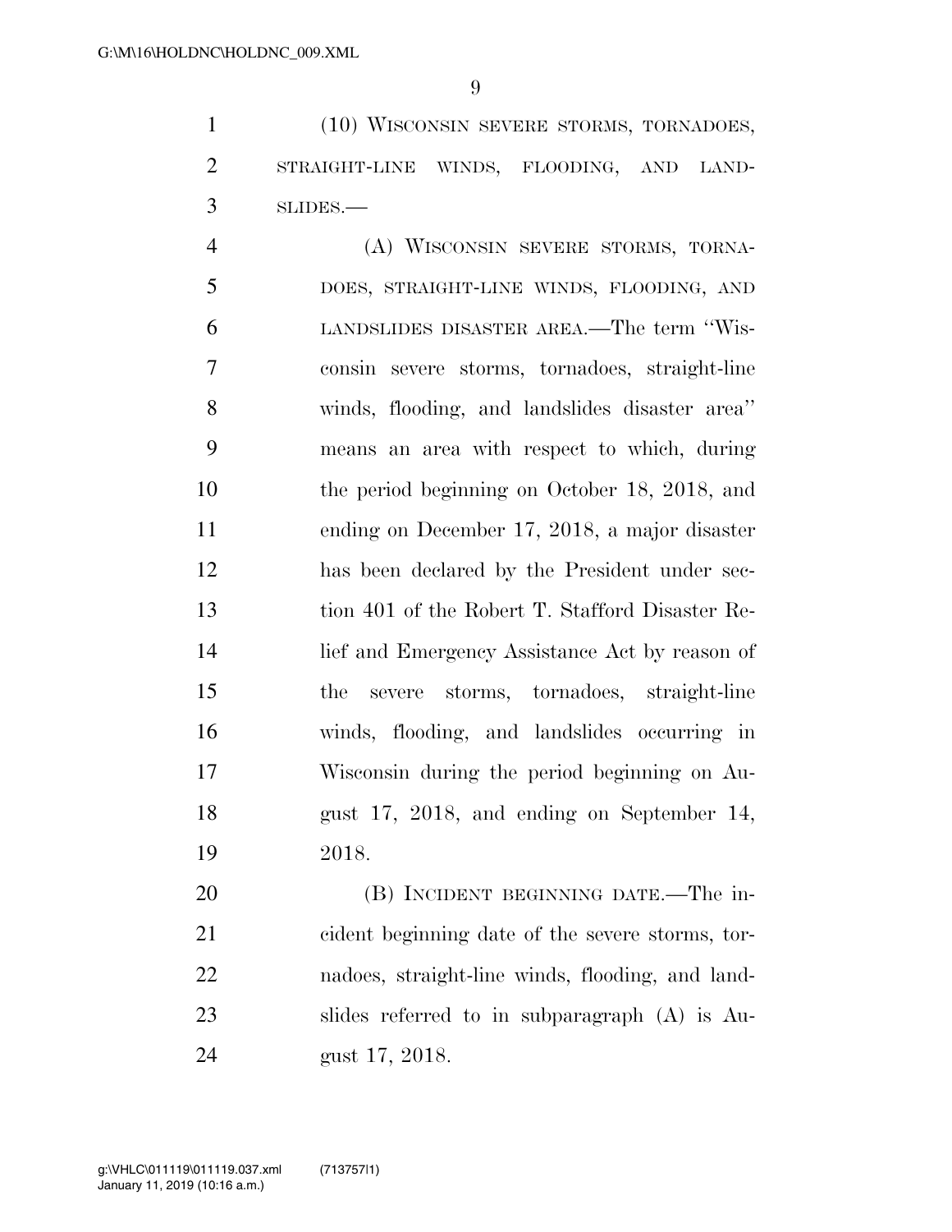(10) WISCONSIN SEVERE STORMS, TORNADOES, STRAIGHT-LINE WINDS, FLOODING, AND LANDSLIDES.—

(A) WISCONSIN SEVERE STORMS, TORNADOES, STRAIGHT-LINE WINDS, FLOODING, AND LANDSLIDES DISASTER AREA.—The term "Wisconsin severe storms, tornadoes, straight-line winds, flooding, and landslides disaster area" means an area with respect to which, during the period beginning on October 18, 2018, and ending on December 17, 2018, a major disaster has been declared by the President under section 401 of the Robert T. Stafford Disaster Relief and Emergency Assistance Act by reason of the severe storms, tornadoes, straight-line winds, flooding, and landslides occurring in Wisconsin during the period beginning on August 17, 2018, and ending on September 14, 2018.

(B) INCIDENT BEGINNING DATE.—The incident beginning date of the severe storms, tornadoes, straight-line winds, flooding, and landslides referred to in subparagraph (A) is August 17, 2018.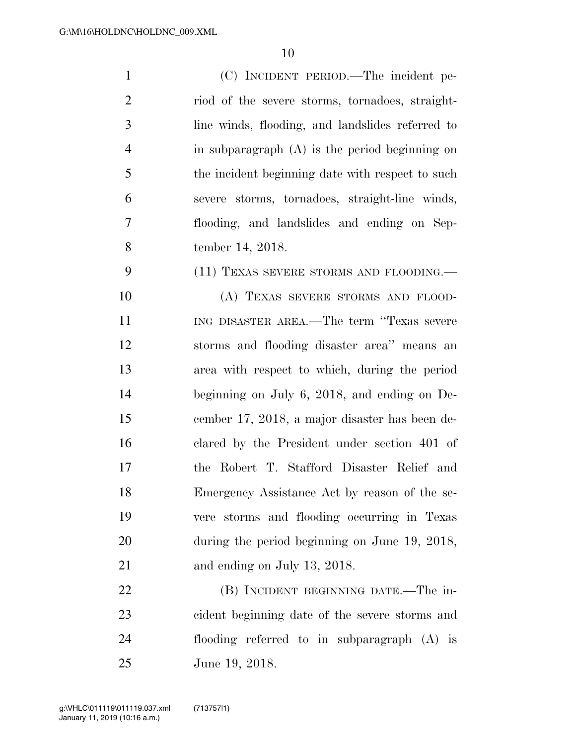(C) INCIDENT PERIOD.—The incident period of the severe storms, tornadoes, straight-line winds, flooding, and landslides referred to in subparagraph (A) is the period beginning on the incident beginning date with respect to such severe storms, tornadoes, straight-line winds, flooding, and landslides and ending on September 14, 2018.

(11) TEXAS SEVERE STORMS AND FLOODING.—

(A) TEXAS SEVERE STORMS AND FLOODING DISASTER AREA.—The term ''Texas severe storms and flooding disaster area'' means an area with respect to which, during the period beginning on July 6, 2018, and ending on December 17, 2018, a major disaster has been declared by the President under section 401 of the Robert T. Stafford Disaster Relief and Emergency Assistance Act by reason of the severe storms and flooding occurring in Texas during the period beginning on June 19, 2018, and ending on July 13, 2018.

(B) INCIDENT BEGINNING DATE.—The incident beginning date of the severe storms and flooding referred to in subparagraph (A) is June 19, 2018.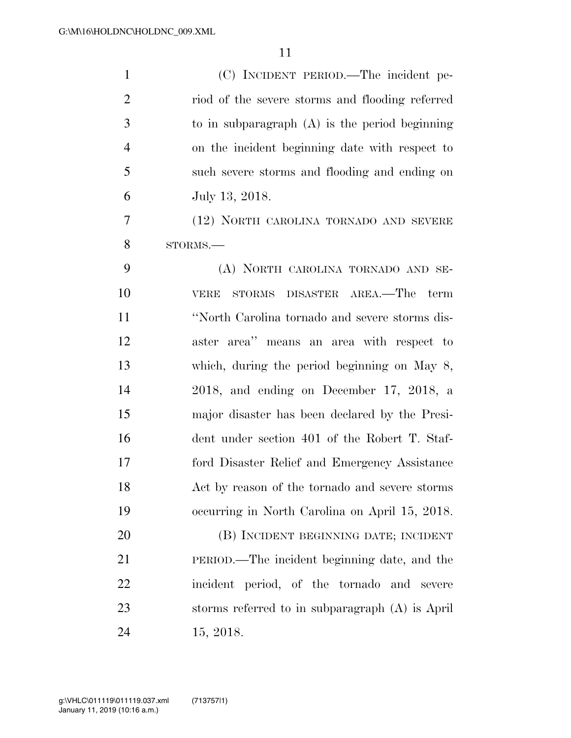(C) INCIDENT PERIOD.—The incident period of the severe storms and flooding referred to in subparagraph (A) is the period beginning on the incident beginning date with respect to such severe storms and flooding and ending on July 13, 2018.

(12) NORTH CAROLINA TORNADO AND SEVERE STORMS.—

(A) NORTH CAROLINA TORNADO AND SEVERE STORMS DISASTER AREA.—The term ''North Carolina tornado and severe storms disaster area'' means an area with respect to which, during the period beginning on May 8, 2018, and ending on December 17, 2018, a major disaster has been declared by the President under section 401 of the Robert T. Stafford Disaster Relief and Emergency Assistance Act by reason of the tornado and severe storms occurring in North Carolina on April 15, 2018.

(B) INCIDENT BEGINNING DATE; INCIDENT PERIOD.—The incident beginning date, and the incident period, of the tornado and severe storms referred to in subparagraph (A) is April 15, 2018.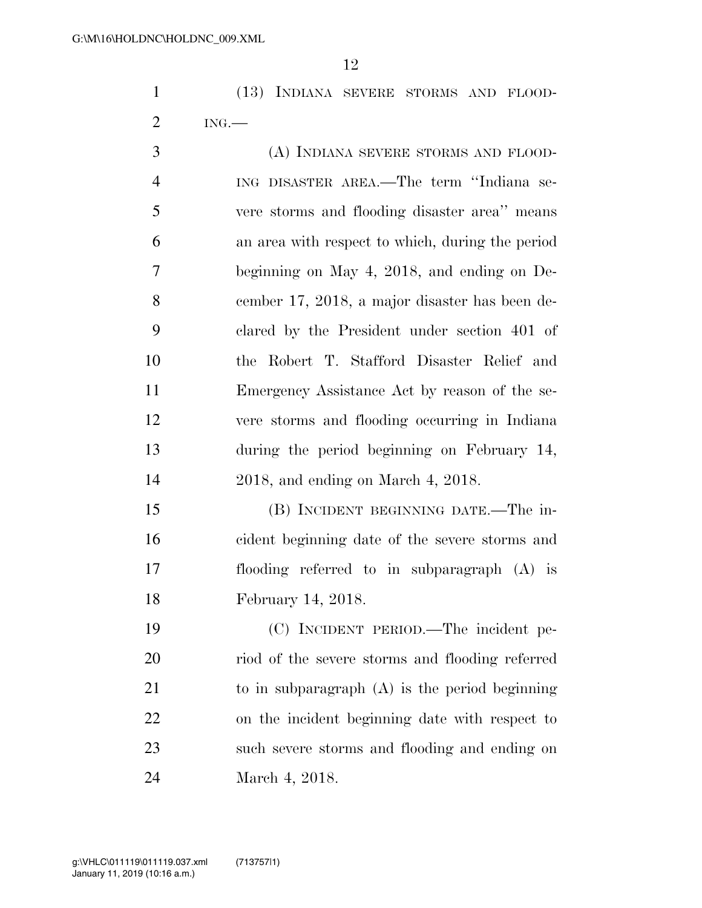(13) INDIANA SEVERE STORMS AND FLOODING.—

(A) INDIANA SEVERE STORMS AND FLOODING DISASTER AREA.—The term ''Indiana severe storms and flooding disaster area'' means an area with respect to which, during the period beginning on May 4, 2018, and ending on December 17, 2018, a major disaster has been declared by the President under section 401 of the Robert T. Stafford Disaster Relief and Emergency Assistance Act by reason of the severe storms and flooding occurring in Indiana during the period beginning on February 14, 2018, and ending on March 4, 2018.

(B) INCIDENT BEGINNING DATE.—The incident beginning date of the severe storms and flooding referred to in subparagraph (A) is February 14, 2018.

(C) INCIDENT PERIOD.—The incident period of the severe storms and flooding referred to in subparagraph (A) is the period beginning on the incident beginning date with respect to such severe storms and flooding and ending on March 4, 2018.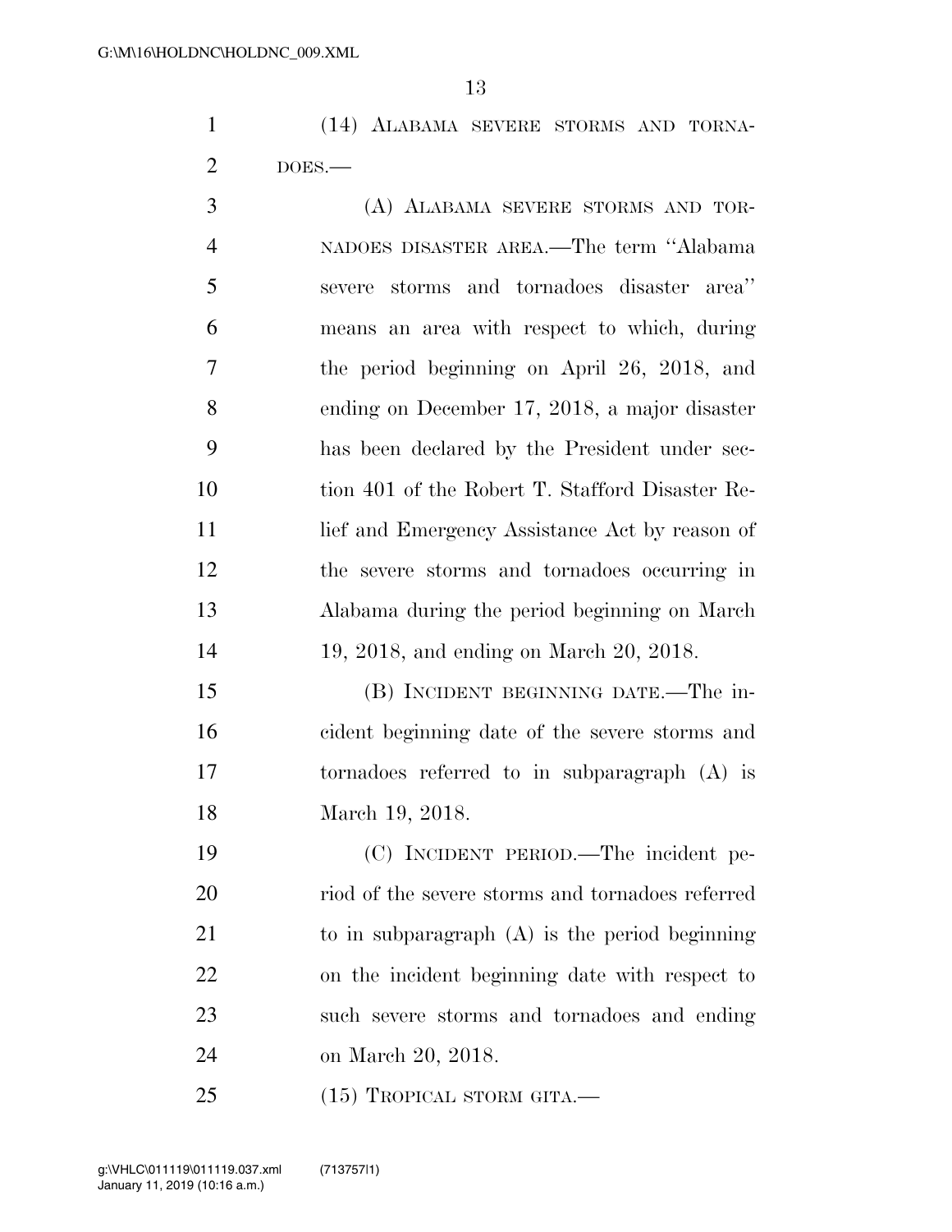(14) ALABAMA SEVERE STORMS AND TORNADOES.—

(A) ALABAMA SEVERE STORMS AND TORNADOES DISASTER AREA.—The term ''Alabama severe storms and tornadoes disaster area'' means an area with respect to which, during the period beginning on April 26, 2018, and ending on December 17, 2018, a major disaster has been declared by the President under section 401 of the Robert T. Stafford Disaster Relief and Emergency Assistance Act by reason of the severe storms and tornadoes occurring in Alabama during the period beginning on March 19, 2018, and ending on March 20, 2018.

(B) INCIDENT BEGINNING DATE.—The incident beginning date of the severe storms and tornadoes referred to in subparagraph (A) is March 19, 2018.

(C) INCIDENT PERIOD.—The incident period of the severe storms and tornadoes referred to in subparagraph (A) is the period beginning on the incident beginning date with respect to such severe storms and tornadoes and ending on March 20, 2018.

(15) TROPICAL STORM GITA.—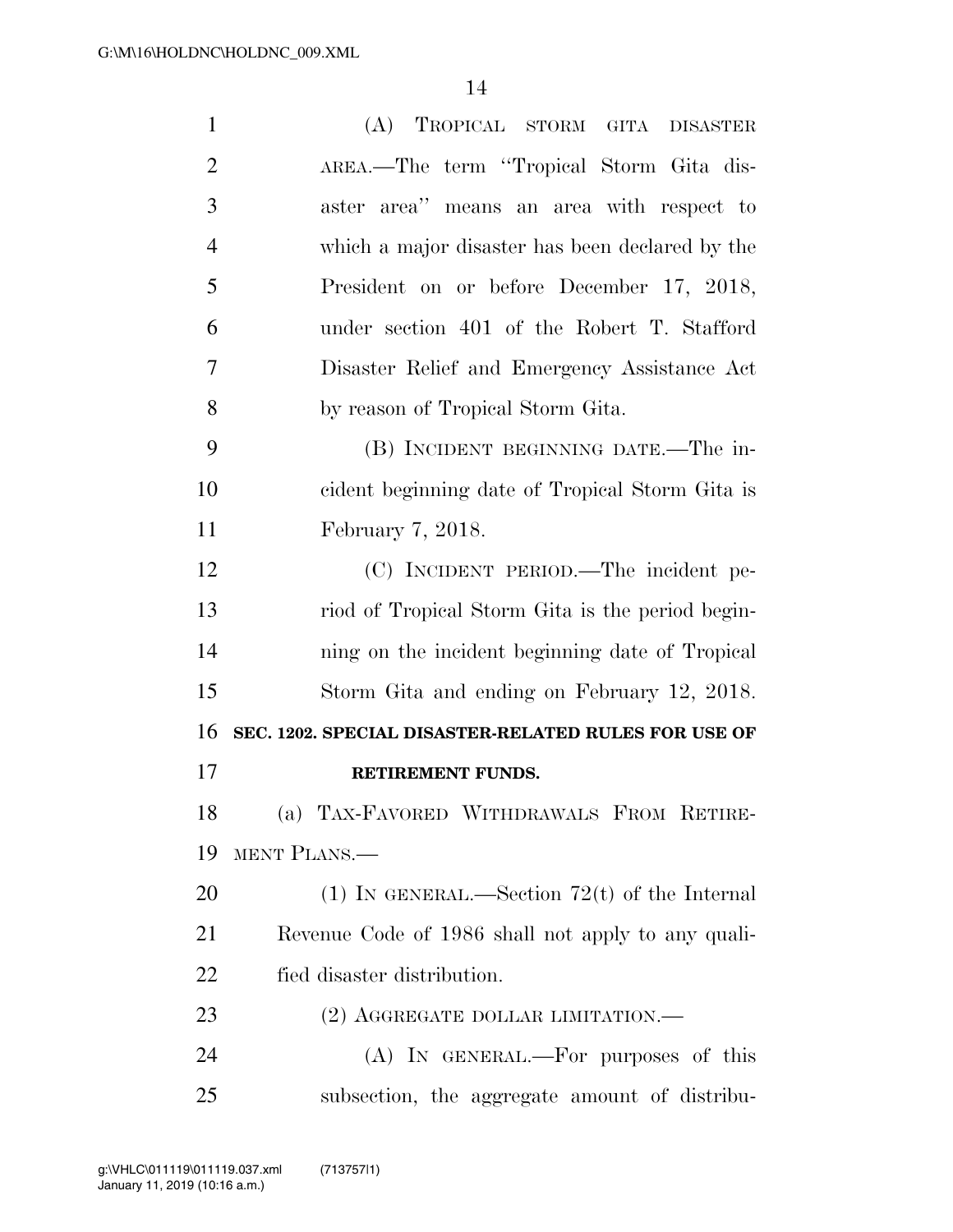(A) TROPICAL STORM GITA DISASTER AREA.—The term "Tropical Storm Gita disaster area" means an area with respect to which a major disaster has been declared by the President on or before December 17, 2018, under section 401 of the Robert T. Stafford Disaster Relief and Emergency Assistance Act by reason of Tropical Storm Gita.

(B) INCIDENT BEGINNING DATE.—The incident beginning date of Tropical Storm Gita is February 7, 2018.

(C) INCIDENT PERIOD.—The incident period of Tropical Storm Gita is the period beginning on the incident beginning date of Tropical Storm Gita and ending on February 12, 2018.

**SEC. 1202. SPECIAL DISASTER-RELATED RULES FOR USE OF RETIREMENT FUNDS.**

(a) TAX-FAVORED WITHDRAWALS FROM RETIREMENT PLANS.—

(1) IN GENERAL.—Section 72(t) of the Internal Revenue Code of 1986 shall not apply to any qualified disaster distribution.

(2) AGGREGATE DOLLAR LIMITATION.—

(A) IN GENERAL.—For purposes of this subsection, the aggregate amount of distribu-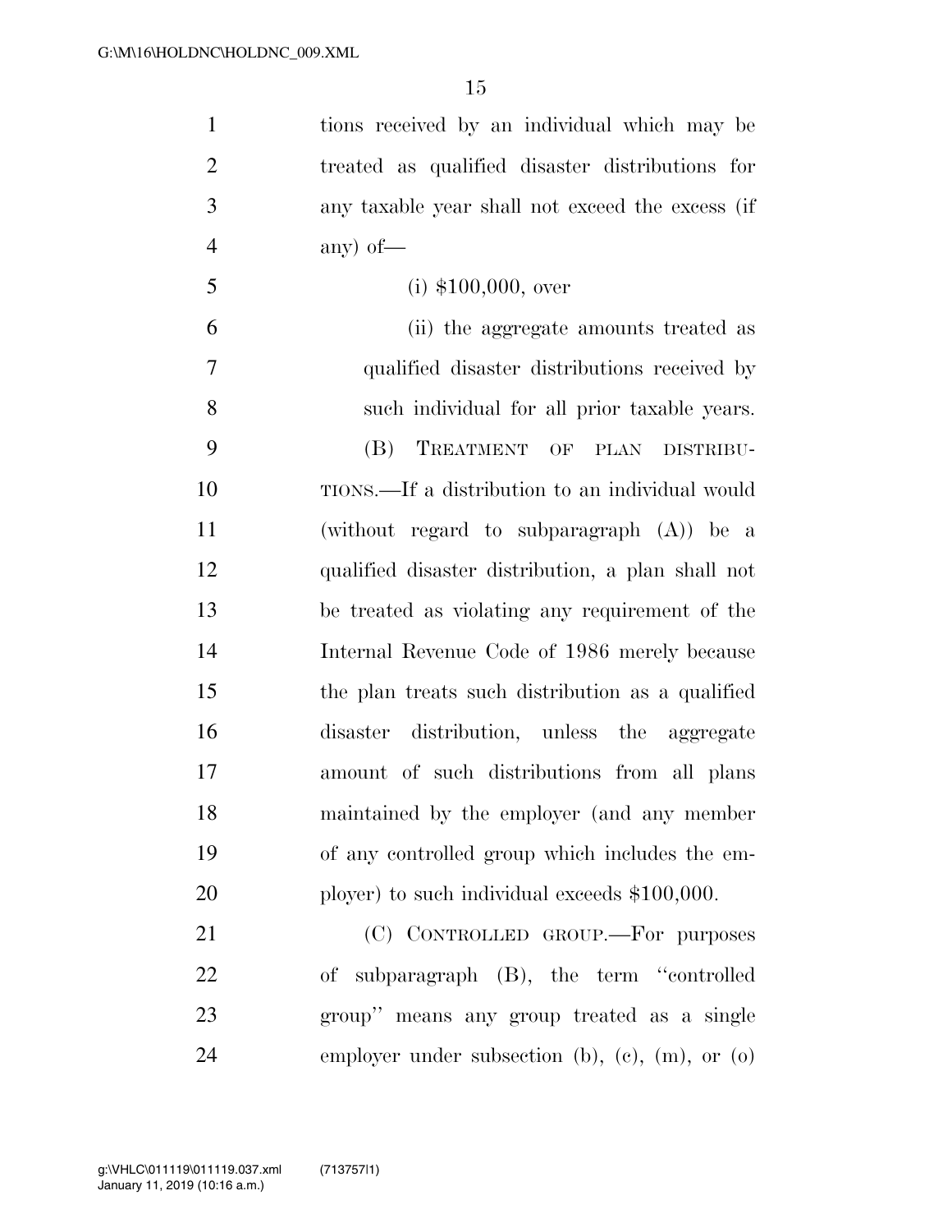tions received by an individual which may be treated as qualified disaster distributions for any taxable year shall not exceed the excess (if any) of—

(i) $100,000, over

(ii) the aggregate amounts treated as qualified disaster distributions received by such individual for all prior taxable years.

(B) TREATMENT OF PLAN DISTRIBUTIONS.—If a distribution to an individual would (without regard to subparagraph (A)) be a qualified disaster distribution, a plan shall not be treated as violating any requirement of the Internal Revenue Code of 1986 merely because the plan treats such distribution as a qualified disaster distribution, unless the aggregate amount of such distributions from all plans maintained by the employer (and any member of any controlled group which includes the employer) to such individual exceeds $100,000.

(C) CONTROLLED GROUP.—For purposes of subparagraph (B), the term ''controlled group'' means any group treated as a single employer under subsection (b), (c), (m), or (o)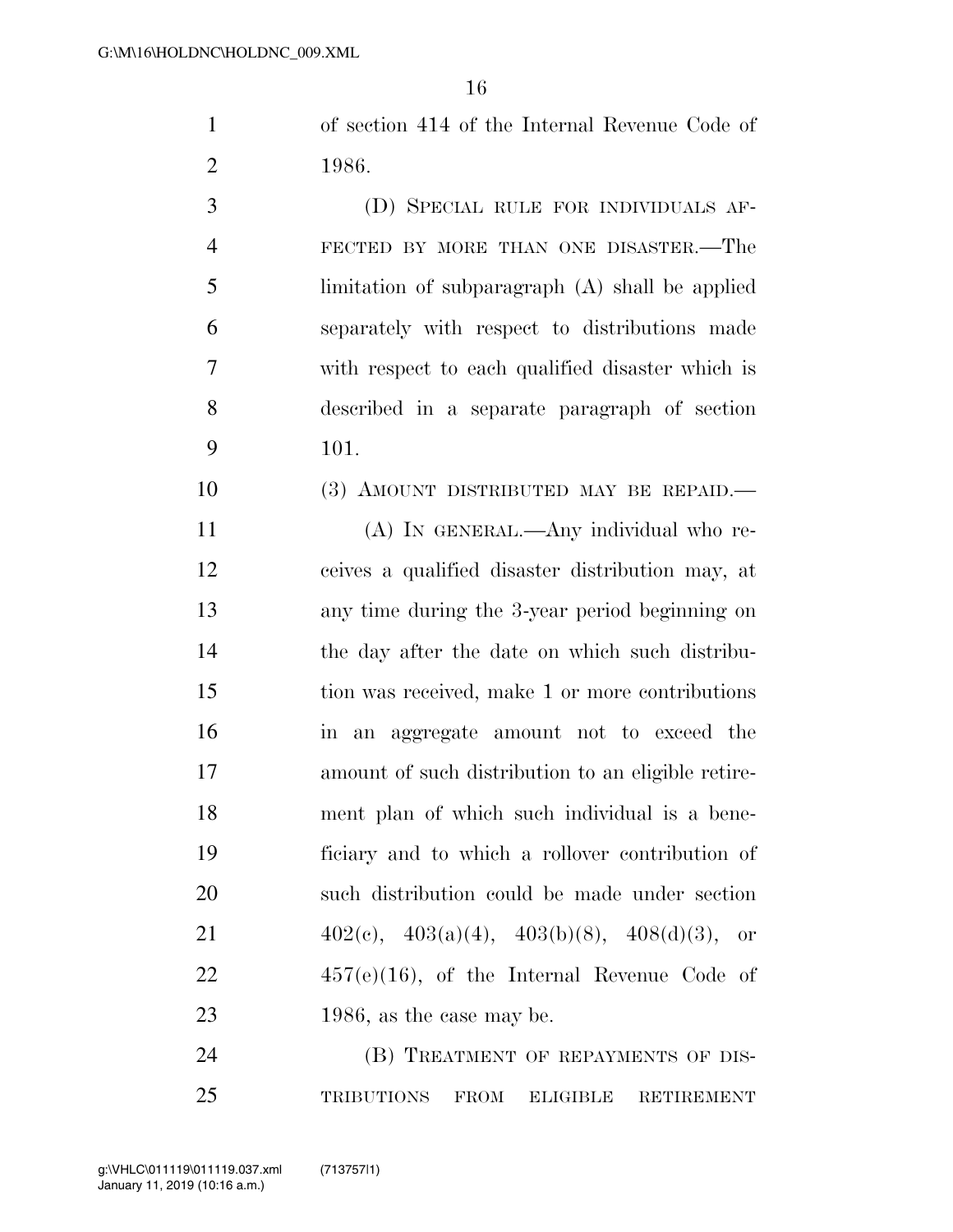of section 414 of the Internal Revenue Code of 1986.

(D) SPECIAL RULE FOR INDIVIDUALS AFFECTED BY MORE THAN ONE DISASTER.—The limitation of subparagraph (A) shall be applied separately with respect to distributions made with respect to each qualified disaster which is described in a separate paragraph of section 101.

(3) AMOUNT DISTRIBUTED MAY BE REPAID.—

(A) IN GENERAL.—Any individual who receives a qualified disaster distribution may, at any time during the 3-year period beginning on the day after the date on which such distribution was received, make 1 or more contributions in an aggregate amount not to exceed the amount of such distribution to an eligible retirement plan of which such individual is a beneficiary and to which a rollover contribution of such distribution could be made under section 402(c), 403(a)(4), 403(b)(8), 408(d)(3), or 457(e)(16), of the Internal Revenue Code of 1986, as the case may be.

(B) TREATMENT OF REPAYMENTS OF DISTRIBUTIONS FROM ELIGIBLE RETIREMENT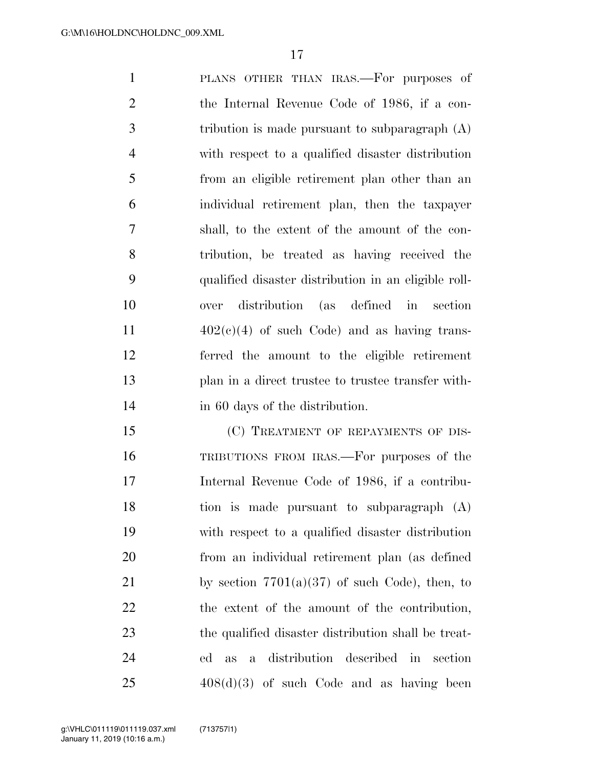PLANS OTHER THAN IRAS.—For purposes of the Internal Revenue Code of 1986, if a contribution is made pursuant to subparagraph (A) with respect to a qualified disaster distribution from an eligible retirement plan other than an individual retirement plan, then the taxpayer shall, to the extent of the amount of the contribution, be treated as having received the qualified disaster distribution in an eligible rollover distribution (as defined in section 402(c)(4) of such Code) and as having transferred the amount to the eligible retirement plan in a direct trustee to trustee transfer within 60 days of the distribution.

(C) TREATMENT OF REPAYMENTS OF DISTRIBUTIONS FROM IRAS.—For purposes of the Internal Revenue Code of 1986, if a contribution is made pursuant to subparagraph (A) with respect to a qualified disaster distribution from an individual retirement plan (as defined by section 7701(a)(37) of such Code), then, to the extent of the amount of the contribution, the qualified disaster distribution shall be treated as a distribution described in section 408(d)(3) of such Code and as having been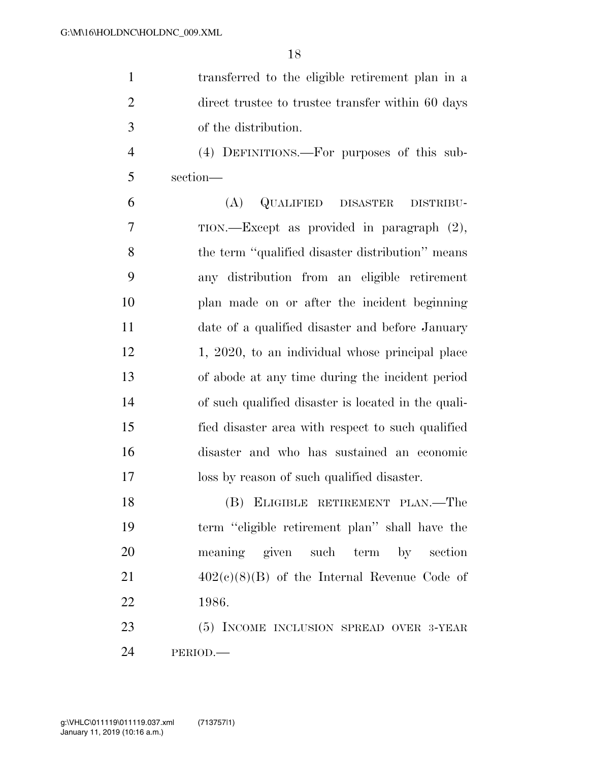transferred to the eligible retirement plan in a direct trustee to trustee transfer within 60 days of the distribution.

(4) DEFINITIONS.—For purposes of this subsection—

(A) QUALIFIED DISASTER DISTRIBUTION.—Except as provided in paragraph (2), the term "qualified disaster distribution" means any distribution from an eligible retirement plan made on or after the incident beginning date of a qualified disaster and before January 1, 2020, to an individual whose principal place of abode at any time during the incident period of such qualified disaster is located in the qualified disaster area with respect to such qualified disaster and who has sustained an economic loss by reason of such qualified disaster.

(B) ELIGIBLE RETIREMENT PLAN.—The term "eligible retirement plan" shall have the meaning given such term by section 402(c)(8)(B) of the Internal Revenue Code of 1986.

(5) INCOME INCLUSION SPREAD OVER 3-YEAR PERIOD.—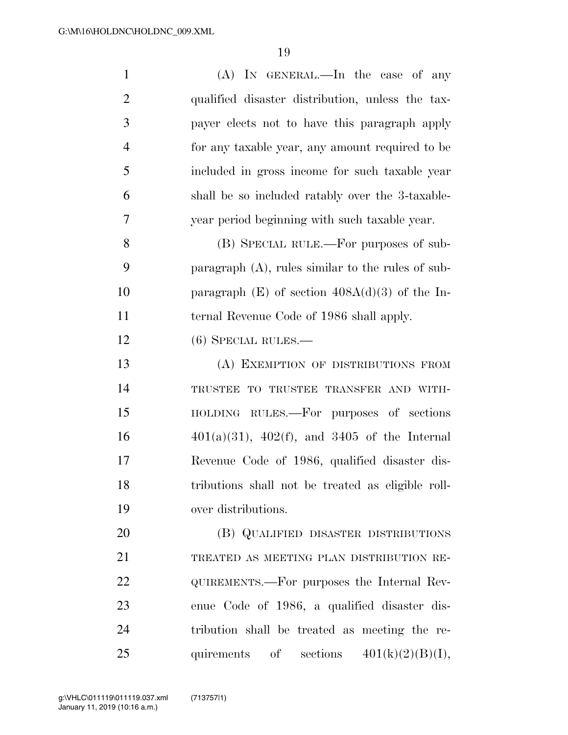(A) IN GENERAL.—In the case of any qualified disaster distribution, unless the taxpayer elects not to have this paragraph apply for any taxable year, any amount required to be included in gross income for such taxable year shall be so included ratably over the 3-taxable-year period beginning with such taxable year.

(B) SPECIAL RULE.—For purposes of subparagraph (A), rules similar to the rules of subparagraph (E) of section 408A(d)(3) of the Internal Revenue Code of 1986 shall apply.

(6) SPECIAL RULES.—

(A) EXEMPTION OF DISTRIBUTIONS FROM TRUSTEE TO TRUSTEE TRANSFER AND WITHHOLDING RULES.—For purposes of sections 401(a)(31), 402(f), and 3405 of the Internal Revenue Code of 1986, qualified disaster distributions shall not be treated as eligible rollover distributions.

(B) QUALIFIED DISASTER DISTRIBUTIONS TREATED AS MEETING PLAN DISTRIBUTION REQUIREMENTS.—For purposes the Internal Revenue Code of 1986, a qualified disaster distribution shall be treated as meeting the requirements of sections 401(k)(2)(B)(I),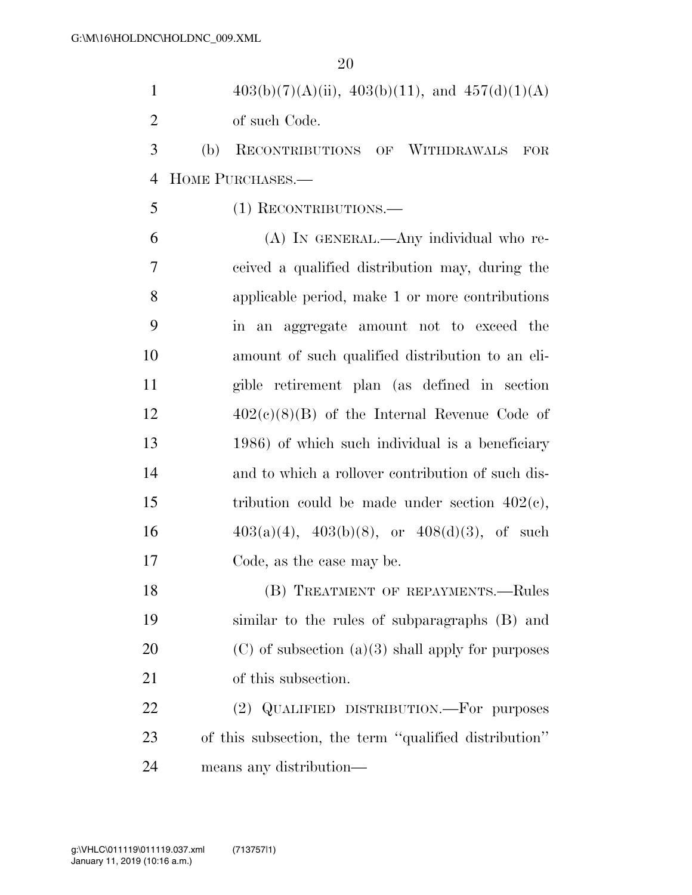403(b)(7)(A)(ii), 403(b)(11), and 457(d)(1)(A) of such Code.

(b) RECONTRIBUTIONS OF WITHDRAWALS FOR HOME PURCHASES.—

(1) RECONTRIBUTIONS.—

(A) IN GENERAL.—Any individual who received a qualified distribution may, during the applicable period, make 1 or more contributions in an aggregate amount not to exceed the amount of such qualified distribution to an eligible retirement plan (as defined in section 402(c)(8)(B) of the Internal Revenue Code of 1986) of which such individual is a beneficiary and to which a rollover contribution of such distribution could be made under section 402(c), 403(a)(4), 403(b)(8), or 408(d)(3), of such Code, as the case may be.

(B) TREATMENT OF REPAYMENTS.—Rules similar to the rules of subparagraphs (B) and (C) of subsection (a)(3) shall apply for purposes of this subsection.

(2) QUALIFIED DISTRIBUTION.—For purposes of this subsection, the term ''qualified distribution'' means any distribution—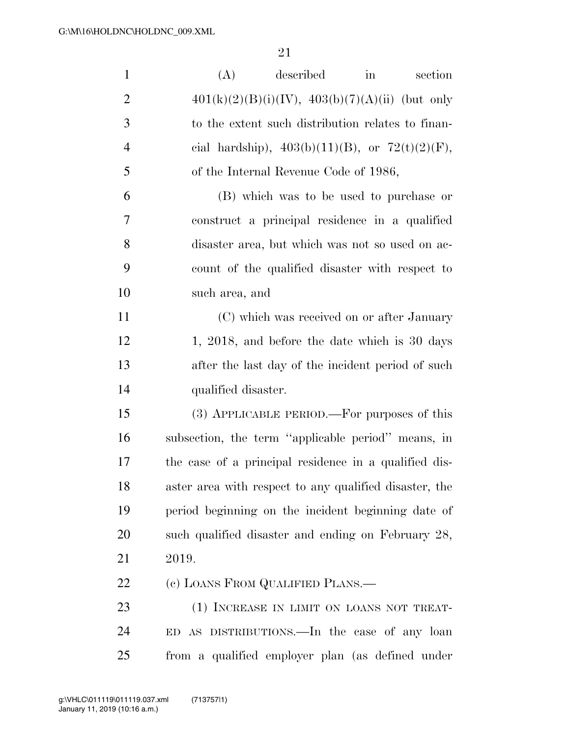(A) described in section 401(k)(2)(B)(i)(IV), 403(b)(7)(A)(ii) (but only to the extent such distribution relates to financial hardship), 403(b)(11)(B), or 72(t)(2)(F), of the Internal Revenue Code of 1986,

(B) which was to be used to purchase or construct a principal residence in a qualified disaster area, but which was not so used on account of the qualified disaster with respect to such area, and

(C) which was received on or after January 1, 2018, and before the date which is 30 days after the last day of the incident period of such qualified disaster.

(3) APPLICABLE PERIOD.—For purposes of this subsection, the term ''applicable period'' means, in the case of a principal residence in a qualified disaster area with respect to any qualified disaster, the period beginning on the incident beginning date of such qualified disaster and ending on February 28, 2019.

(c) LOANS FROM QUALIFIED PLANS.—

(1) INCREASE IN LIMIT ON LOANS NOT TREATED AS DISTRIBUTIONS.—In the case of any loan from a qualified employer plan (as defined under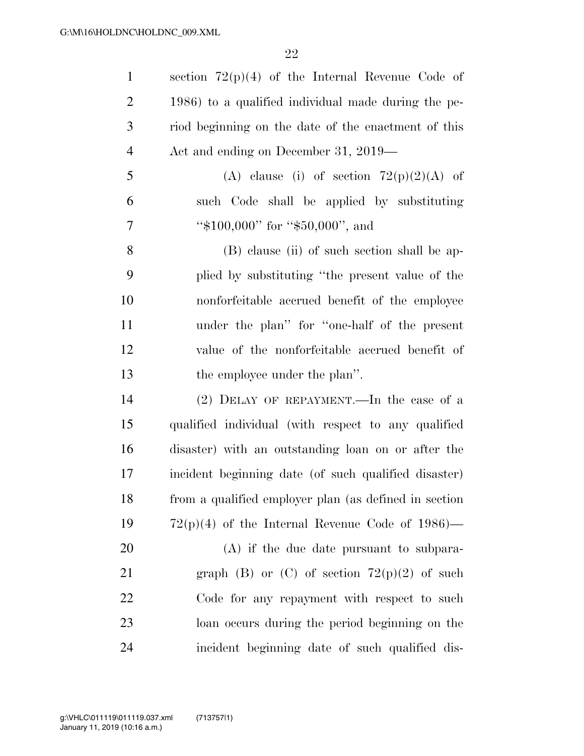section 72(p)(4) of the Internal Revenue Code of 1986) to a qualified individual made during the period beginning on the date of the enactment of this Act and ending on December 31, 2019—

(A) clause (i) of section 72(p)(2)(A) of such Code shall be applied by substituting "$100,000" for "$50,000", and

(B) clause (ii) of such section shall be applied by substituting "the present value of the nonforfeitable accrued benefit of the employee under the plan" for "one-half of the present value of the nonforfeitable accrued benefit of the employee under the plan".

(2) DELAY OF REPAYMENT.—In the case of a qualified individual (with respect to any qualified disaster) with an outstanding loan on or after the incident beginning date (of such qualified disaster) from a qualified employer plan (as defined in section 72(p)(4) of the Internal Revenue Code of 1986)—

(A) if the due date pursuant to subparagraph (B) or (C) of section 72(p)(2) of such Code for any repayment with respect to such loan occurs during the period beginning on the incident beginning date of such qualified dis-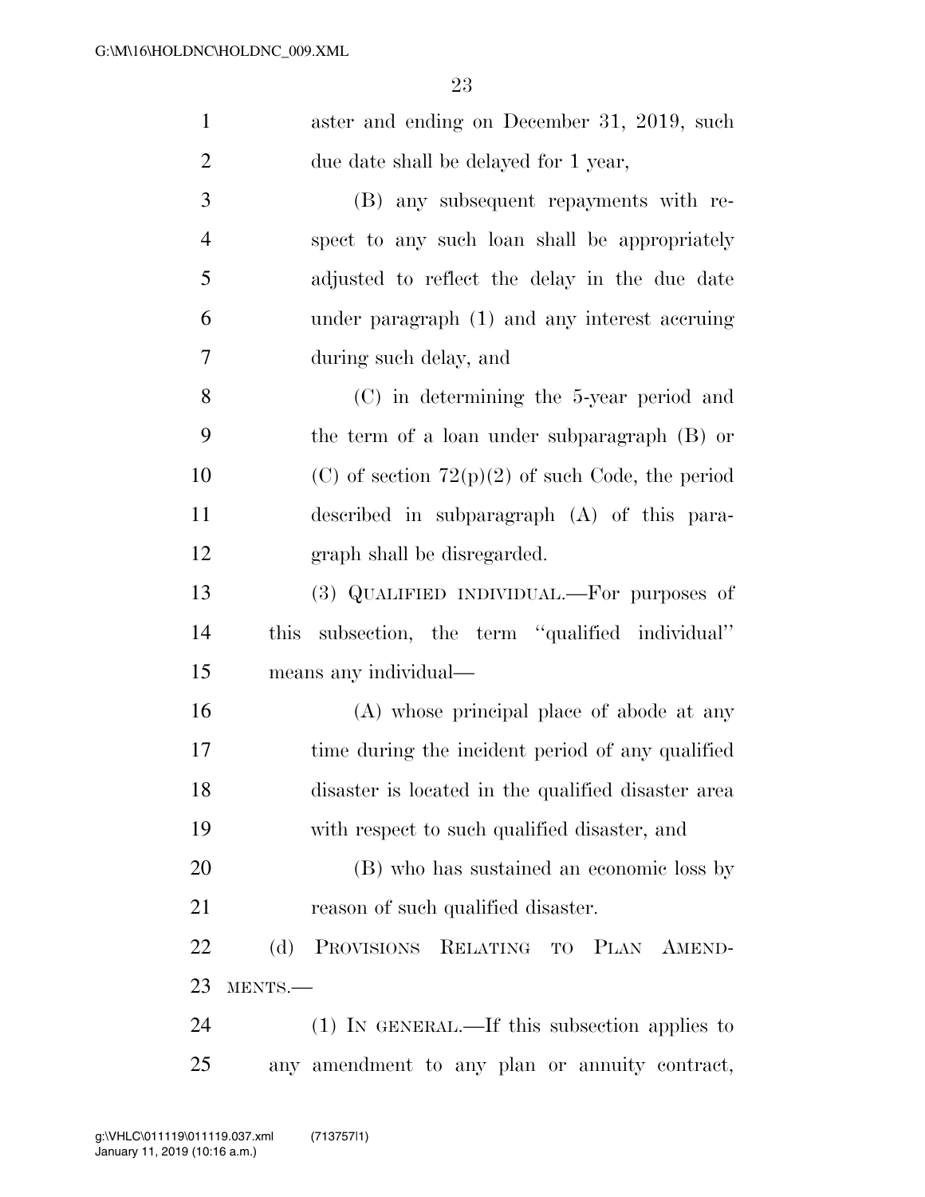aster and ending on December 31, 2019, such due date shall be delayed for 1 year,

(B) any subsequent repayments with respect to any such loan shall be appropriately adjusted to reflect the delay in the due date under paragraph (1) and any interest accruing during such delay, and

(C) in determining the 5-year period and the term of a loan under subparagraph (B) or (C) of section 72(p)(2) of such Code, the period described in subparagraph (A) of this paragraph shall be disregarded.

(3) QUALIFIED INDIVIDUAL.—For purposes of this subsection, the term ''qualified individual'' means any individual—

(A) whose principal place of abode at any time during the incident period of any qualified disaster is located in the qualified disaster area with respect to such qualified disaster, and

(B) who has sustained an economic loss by reason of such qualified disaster.

(d) PROVISIONS RELATING TO PLAN AMENDMENTS.—

(1) IN GENERAL.—If this subsection applies to any amendment to any plan or annuity contract,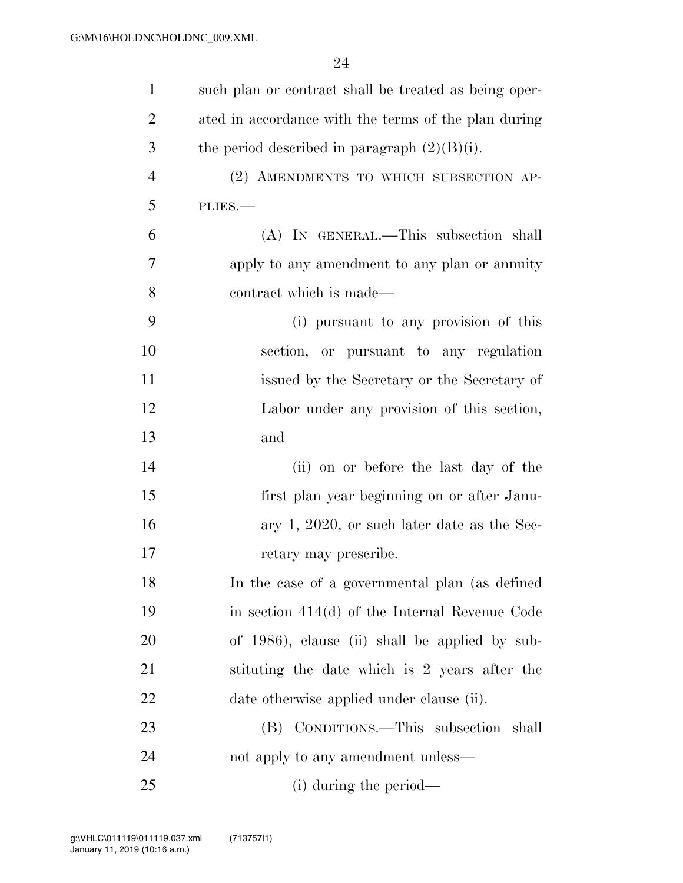such plan or contract shall be treated as being operated in accordance with the terms of the plan during the period described in paragraph (2)(B)(i).

(2) AMENDMENTS TO WHICH SUBSECTION APPLIES.—

(A) IN GENERAL.—This subsection shall apply to any amendment to any plan or annuity contract which is made—

(i) pursuant to any provision of this section, or pursuant to any regulation issued by the Secretary or the Secretary of Labor under any provision of this section, and

(ii) on or before the last day of the first plan year beginning on or after January 1, 2020, or such later date as the Secretary may prescribe.

In the case of a governmental plan (as defined in section 414(d) of the Internal Revenue Code of 1986), clause (ii) shall be applied by substituting the date which is 2 years after the date otherwise applied under clause (ii).

(B) CONDITIONS.—This subsection shall not apply to any amendment unless—

(i) during the period—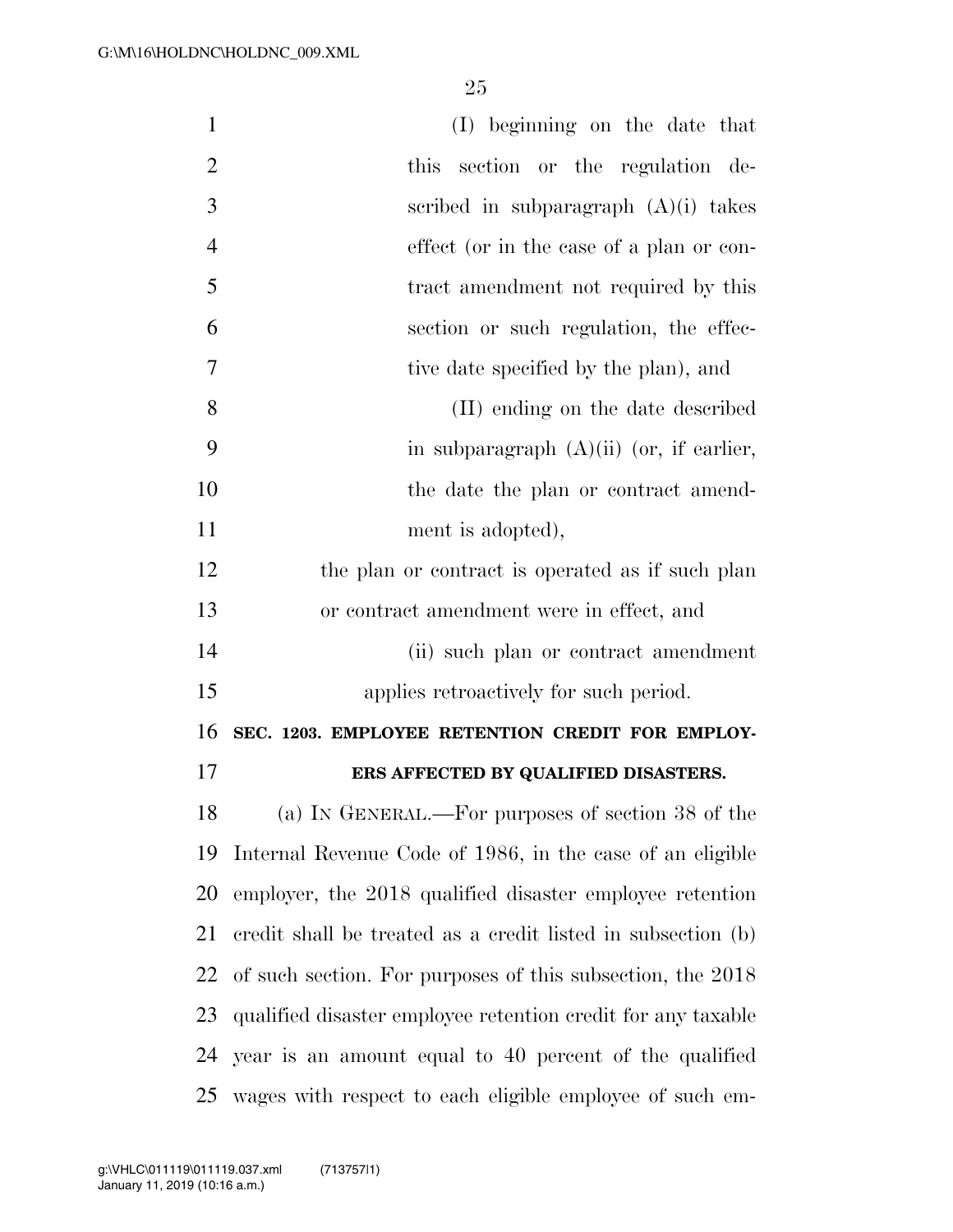(I) beginning on the date that this section or the regulation described in subparagraph (A)(i) takes effect (or in the case of a plan or contract amendment not required by this section or such regulation, the effective date specified by the plan), and

(II) ending on the date described in subparagraph (A)(ii) (or, if earlier, the date the plan or contract amendment is adopted),

the plan or contract is operated as if such plan or contract amendment were in effect, and

(ii) such plan or contract amendment applies retroactively for such period.

**SEC. 1203. EMPLOYEE RETENTION CREDIT FOR EMPLOYERS AFFECTED BY QUALIFIED DISASTERS.**

(a) IN GENERAL.—For purposes of section 38 of the Internal Revenue Code of 1986, in the case of an eligible employer, the 2018 qualified disaster employee retention credit shall be treated as a credit listed in subsection (b) of such section. For purposes of this subsection, the 2018 qualified disaster employee retention credit for any taxable year is an amount equal to 40 percent of the qualified wages with respect to each eligible employee of such em-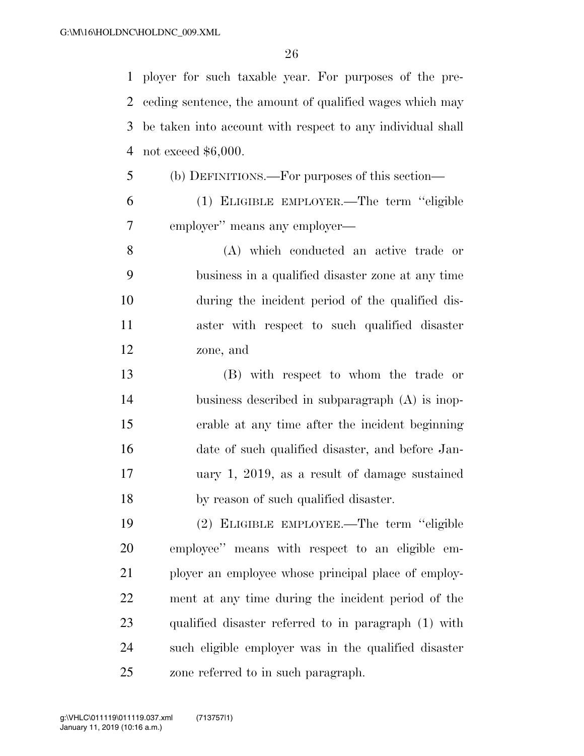ployer for such taxable year. For purposes of the preceding sentence, the amount of qualified wages which may be taken into account with respect to any individual shall not exceed $6,000.

(b) DEFINITIONS.—For purposes of this section—

(1) ELIGIBLE EMPLOYER.—The term ''eligible employer'' means any employer—

(A) which conducted an active trade or business in a qualified disaster zone at any time during the incident period of the qualified disaster with respect to such qualified disaster zone, and

(B) with respect to whom the trade or business described in subparagraph (A) is inoperable at any time after the incident beginning date of such qualified disaster, and before January 1, 2019, as a result of damage sustained by reason of such qualified disaster.

(2) ELIGIBLE EMPLOYEE.—The term ''eligible employee'' means with respect to an eligible employer an employee whose principal place of employment at any time during the incident period of the qualified disaster referred to in paragraph (1) with such eligible employer was in the qualified disaster zone referred to in such paragraph.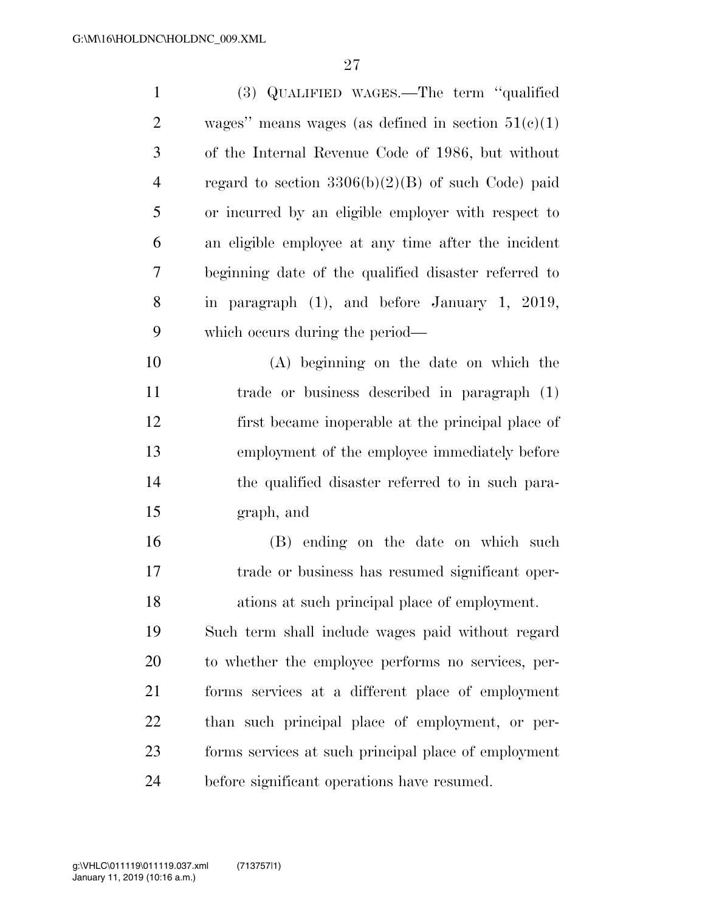(3) QUALIFIED WAGES.—The term ''qualified wages'' means wages (as defined in section 51(c)(1) of the Internal Revenue Code of 1986, but without regard to section 3306(b)(2)(B) of such Code) paid or incurred by an eligible employer with respect to an eligible employee at any time after the incident beginning date of the qualified disaster referred to in paragraph (1), and before January 1, 2019, which occurs during the period—

(A) beginning on the date on which the trade or business described in paragraph (1) first became inoperable at the principal place of employment of the employee immediately before the qualified disaster referred to in such paragraph, and

(B) ending on the date on which such trade or business has resumed significant operations at such principal place of employment.

Such term shall include wages paid without regard to whether the employee performs no services, performs services at a different place of employment than such principal place of employment, or performs services at such principal place of employment before significant operations have resumed.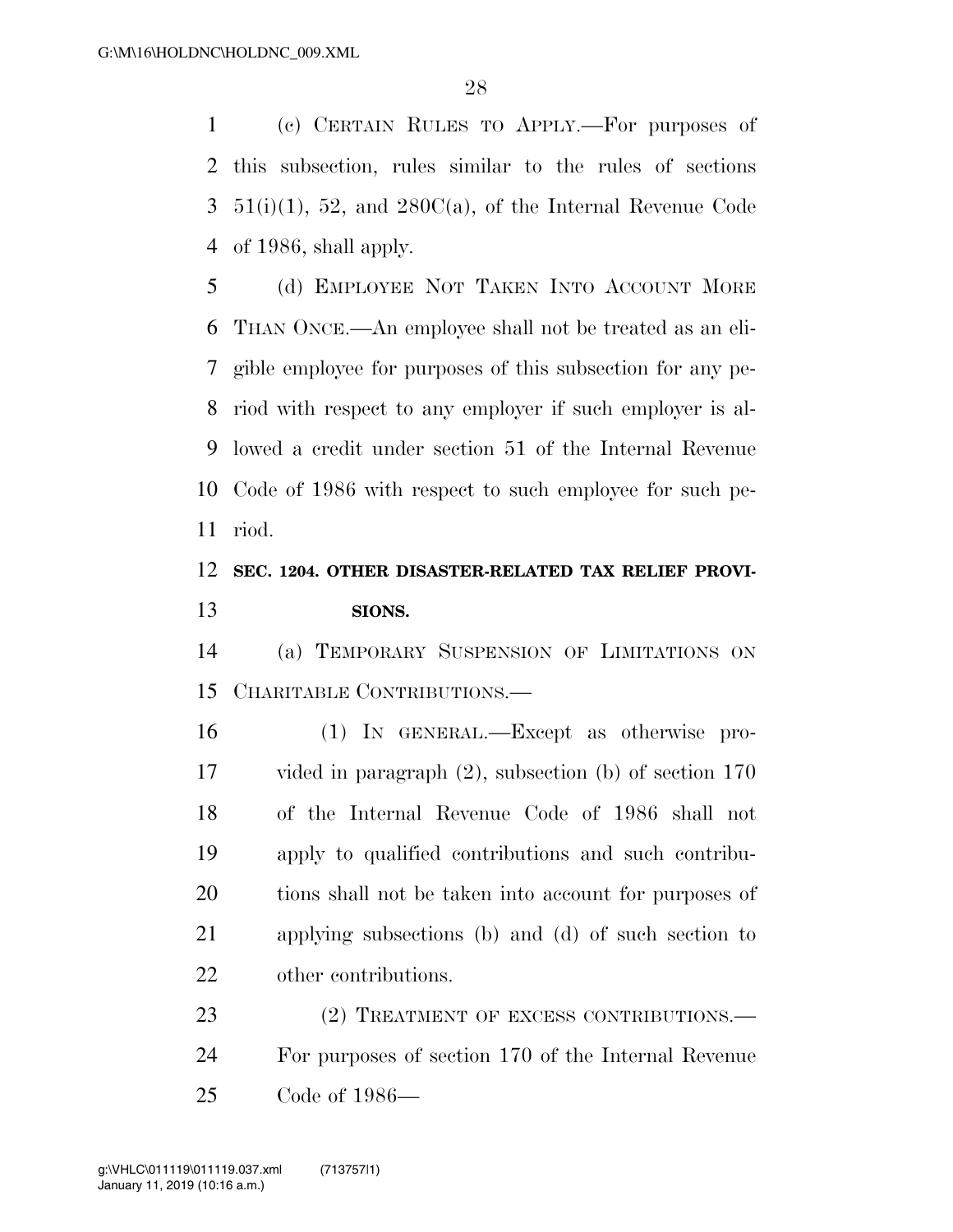(c) CERTAIN RULES TO APPLY.—For purposes of this subsection, rules similar to the rules of sections 51(i)(1), 52, and 280C(a), of the Internal Revenue Code of 1986, shall apply.

(d) EMPLOYEE NOT TAKEN INTO ACCOUNT MORE THAN ONCE.—An employee shall not be treated as an eligible employee for purposes of this subsection for any period with respect to any employer if such employer is allowed a credit under section 51 of the Internal Revenue Code of 1986 with respect to such employee for such period.

**SEC. 1204. OTHER DISASTER-RELATED TAX RELIEF PROVISIONS.**

(a) TEMPORARY SUSPENSION OF LIMITATIONS ON CHARITABLE CONTRIBUTIONS.—

(1) IN GENERAL.—Except as otherwise provided in paragraph (2), subsection (b) of section 170 of the Internal Revenue Code of 1986 shall not apply to qualified contributions and such contributions shall not be taken into account for purposes of applying subsections (b) and (d) of such section to other contributions.

(2) TREATMENT OF EXCESS CONTRIBUTIONS.—For purposes of section 170 of the Internal Revenue Code of 1986—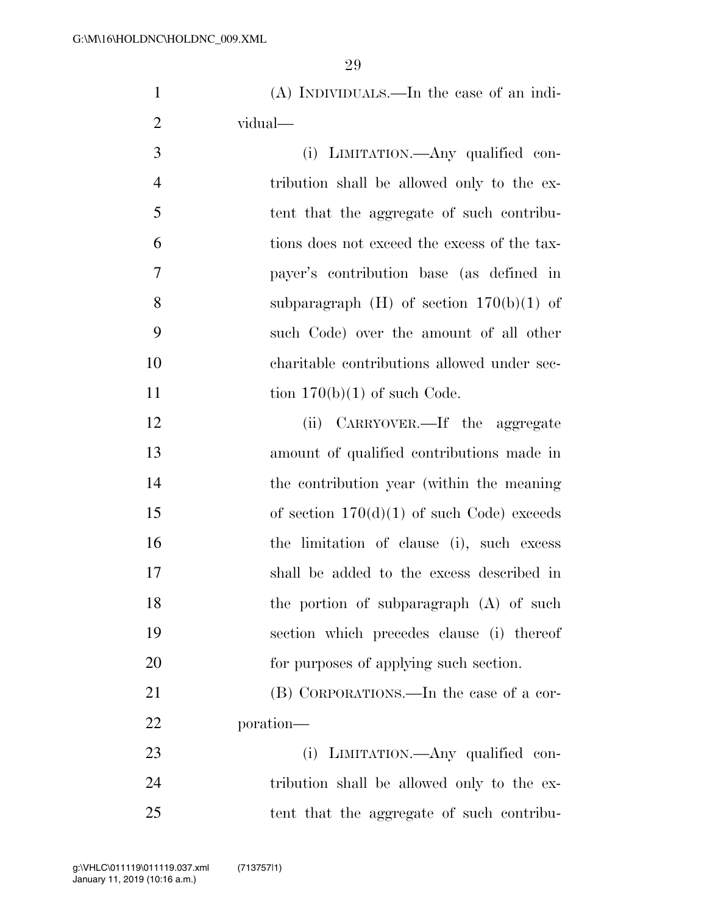(A) INDIVIDUALS.—In the case of an individual—

(i) LIMITATION.—Any qualified contribution shall be allowed only to the extent that the aggregate of such contributions does not exceed the excess of the taxpayer's contribution base (as defined in subparagraph (H) of section 170(b)(1) of such Code) over the amount of all other charitable contributions allowed under section 170(b)(1) of such Code.

(ii) CARRYOVER.—If the aggregate amount of qualified contributions made in the contribution year (within the meaning of section 170(d)(1) of such Code) exceeds the limitation of clause (i), such excess shall be added to the excess described in the portion of subparagraph (A) of such section which precedes clause (i) thereof for purposes of applying such section.

(B) CORPORATIONS.—In the case of a corporation—

(i) LIMITATION.—Any qualified contribution shall be allowed only to the extent that the aggregate of such contribu-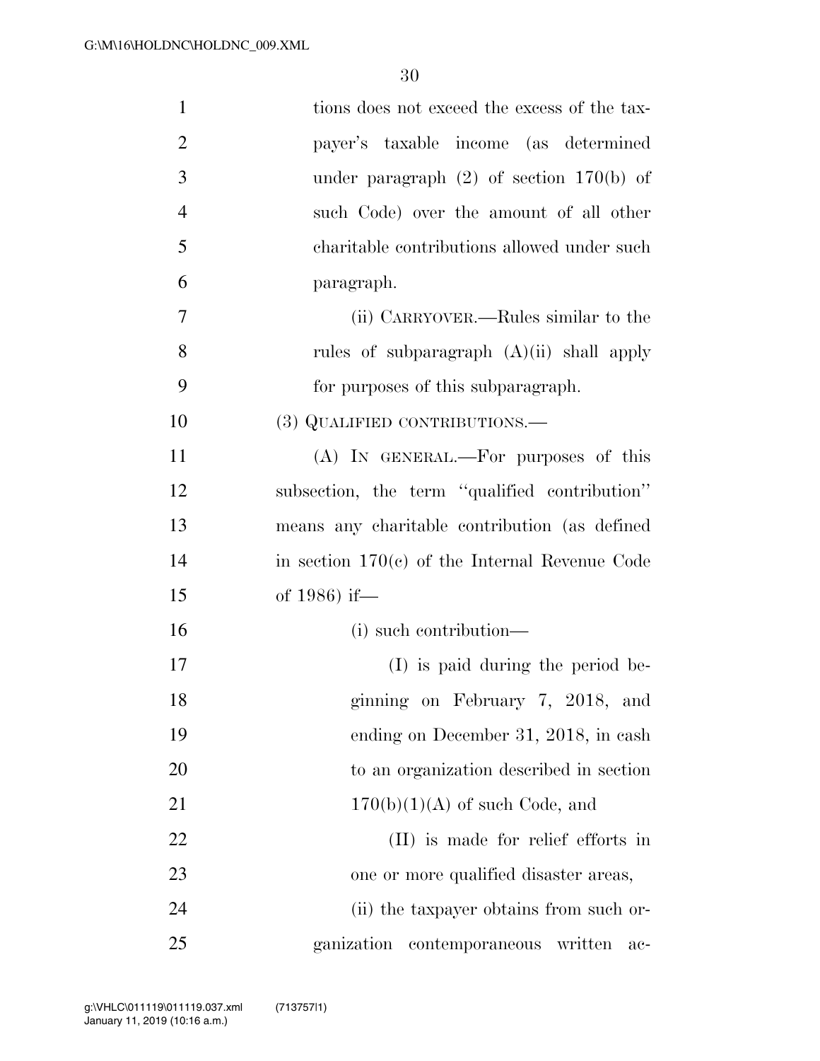tions does not exceed the excess of the taxpayer's taxable income (as determined under paragraph (2) of section 170(b) of such Code) over the amount of all other charitable contributions allowed under such paragraph.

(ii) CARRYOVER.—Rules similar to the rules of subparagraph (A)(ii) shall apply for purposes of this subparagraph.

(3) QUALIFIED CONTRIBUTIONS.—

(A) IN GENERAL.—For purposes of this subsection, the term ''qualified contribution'' means any charitable contribution (as defined in section 170(c) of the Internal Revenue Code of 1986) if—

(i) such contribution—

(I) is paid during the period beginning on February 7, 2018, and ending on December 31, 2018, in cash to an organization described in section 170(b)(1)(A) of such Code, and

(II) is made for relief efforts in one or more qualified disaster areas,

(ii) the taxpayer obtains from such organization contemporaneous written ac-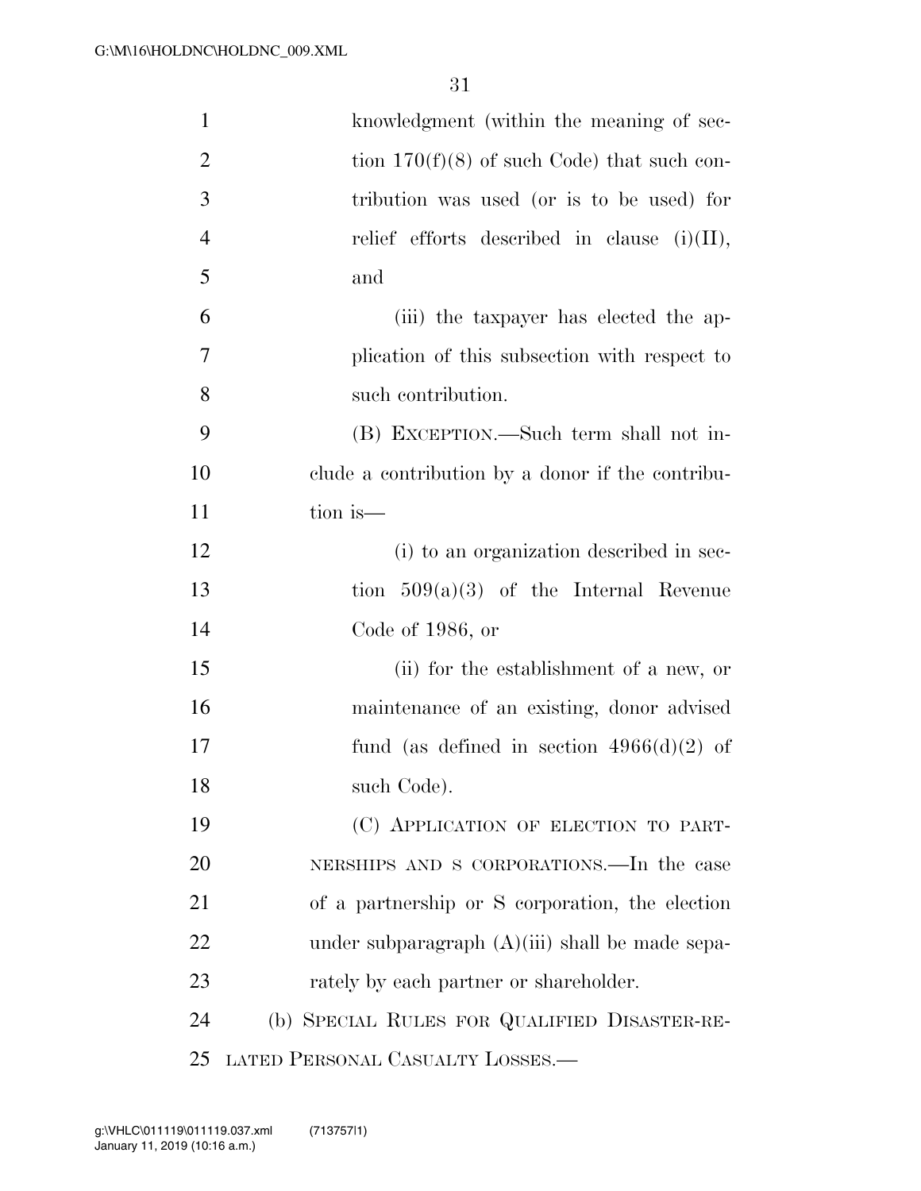knowledgment (within the meaning of section 170(f)(8) of such Code) that such contribution was used (or is to be used) for relief efforts described in clause (i)(II), and

(iii) the taxpayer has elected the application of this subsection with respect to such contribution.

(B) EXCEPTION.—Such term shall not include a contribution by a donor if the contribution is—

(i) to an organization described in section 509(a)(3) of the Internal Revenue Code of 1986, or

(ii) for the establishment of a new, or maintenance of an existing, donor advised fund (as defined in section 4966(d)(2) of such Code).

(C) APPLICATION OF ELECTION TO PARTNERSHIPS AND S CORPORATIONS.—In the case of a partnership or S corporation, the election under subparagraph (A)(iii) shall be made separately by each partner or shareholder.

(b) SPECIAL RULES FOR QUALIFIED DISASTER-RELATED PERSONAL CASUALTY LOSSES.—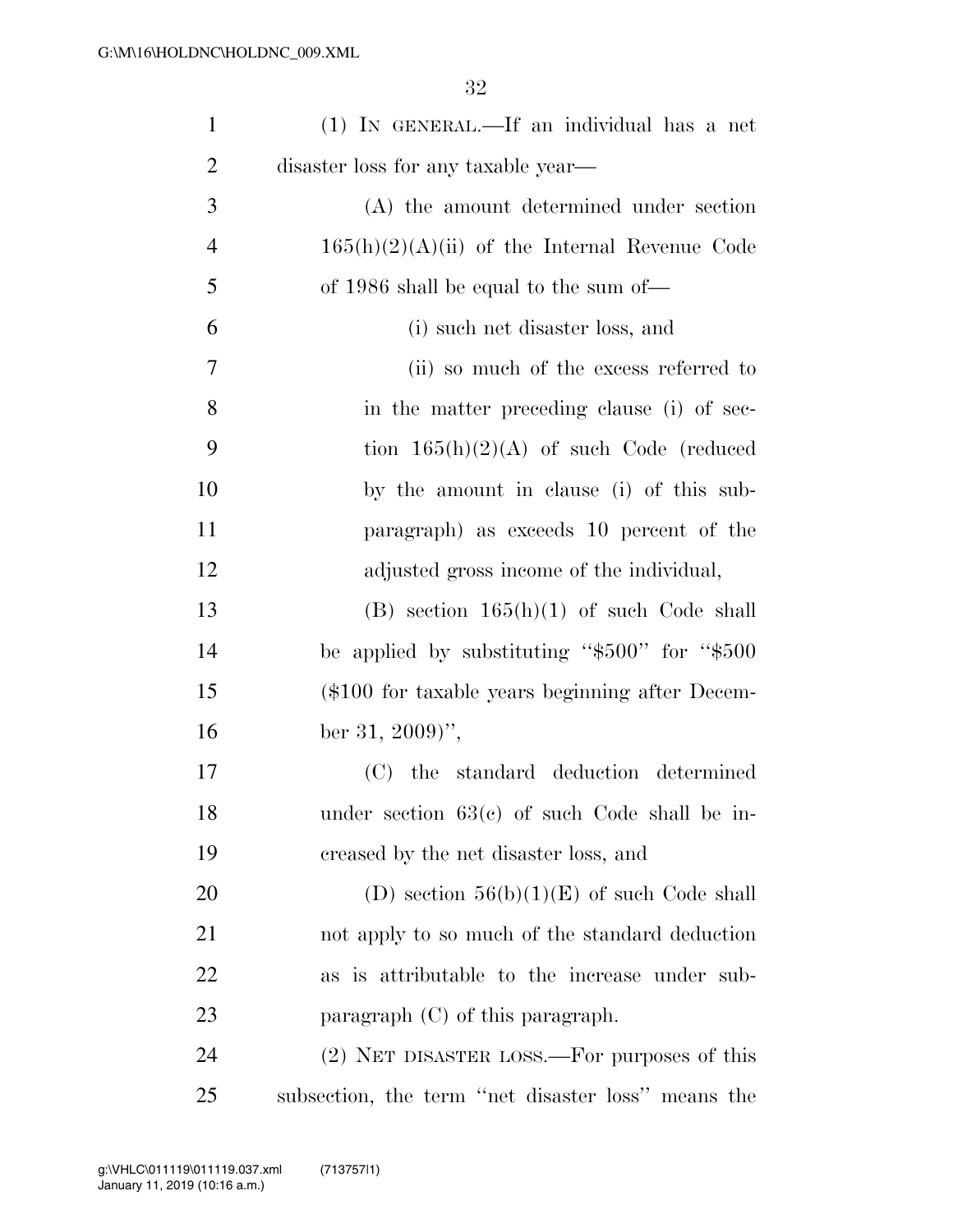(1) IN GENERAL.—If an individual has a net disaster loss for any taxable year—

(A) the amount determined under section 165(h)(2)(A)(ii) of the Internal Revenue Code of 1986 shall be equal to the sum of—

(i) such net disaster loss, and

(ii) so much of the excess referred to in the matter preceding clause (i) of section 165(h)(2)(A) of such Code (reduced by the amount in clause (i) of this subparagraph) as exceeds 10 percent of the adjusted gross income of the individual,

(B) section 165(h)(1) of such Code shall be applied by substituting "$500" for "$500 ($100 for taxable years beginning after December 31, 2009)",

(C) the standard deduction determined under section 63(c) of such Code shall be increased by the net disaster loss, and

(D) section 56(b)(1)(E) of such Code shall not apply to so much of the standard deduction as is attributable to the increase under subparagraph (C) of this paragraph.

(2) NET DISASTER LOSS.—For purposes of this subsection, the term "net disaster loss" means the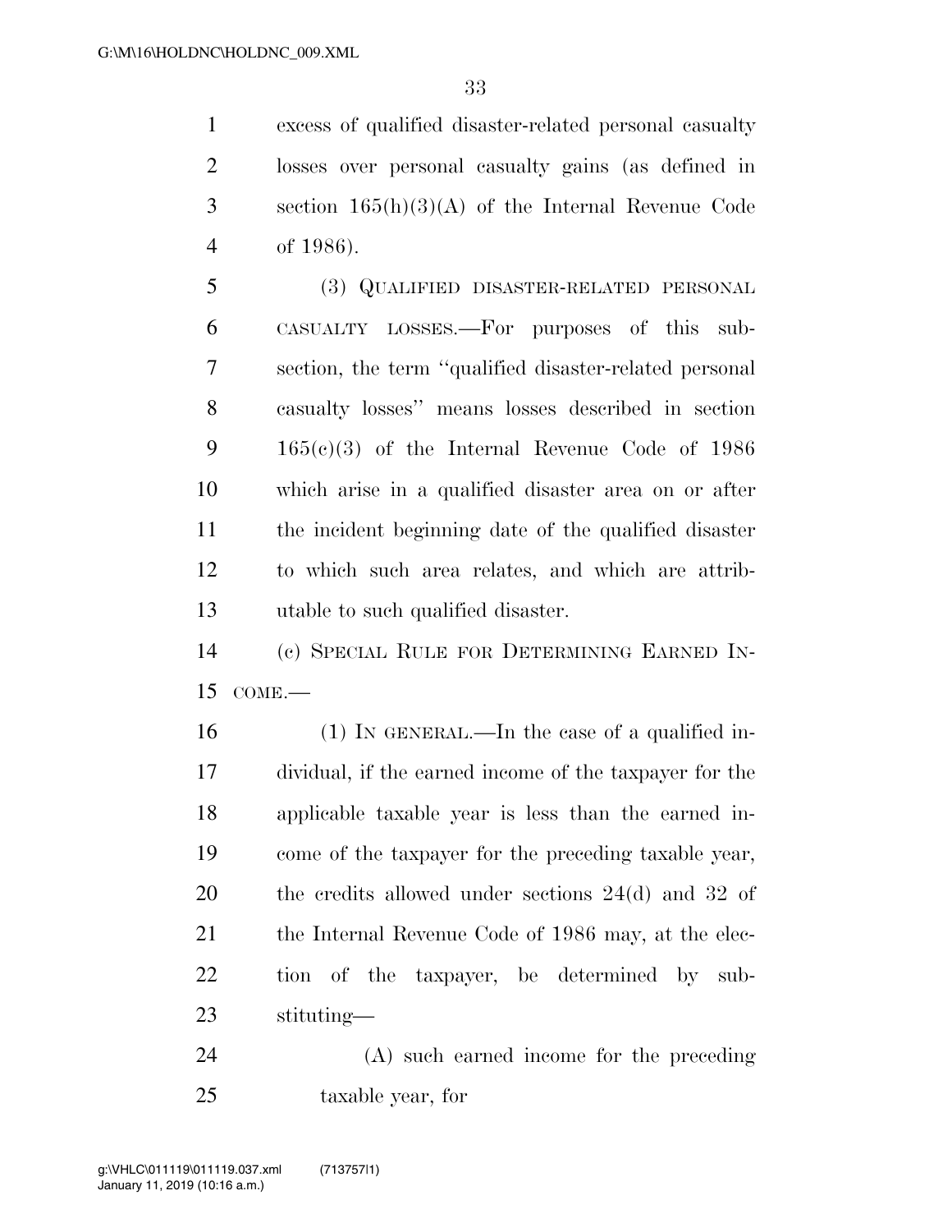excess of qualified disaster-related personal casualty losses over personal casualty gains (as defined in section 165(h)(3)(A) of the Internal Revenue Code of 1986).

(3) QUALIFIED DISASTER-RELATED PERSONAL CASUALTY LOSSES.—For purposes of this subsection, the term ''qualified disaster-related personal casualty losses'' means losses described in section 165(c)(3) of the Internal Revenue Code of 1986 which arise in a qualified disaster area on or after the incident beginning date of the qualified disaster to which such area relates, and which are attributable to such qualified disaster.

(c) SPECIAL RULE FOR DETERMINING EARNED INCOME.—

(1) IN GENERAL.—In the case of a qualified individual, if the earned income of the taxpayer for the applicable taxable year is less than the earned income of the taxpayer for the preceding taxable year, the credits allowed under sections 24(d) and 32 of the Internal Revenue Code of 1986 may, at the election of the taxpayer, be determined by substituting—

(A) such earned income for the preceding taxable year, for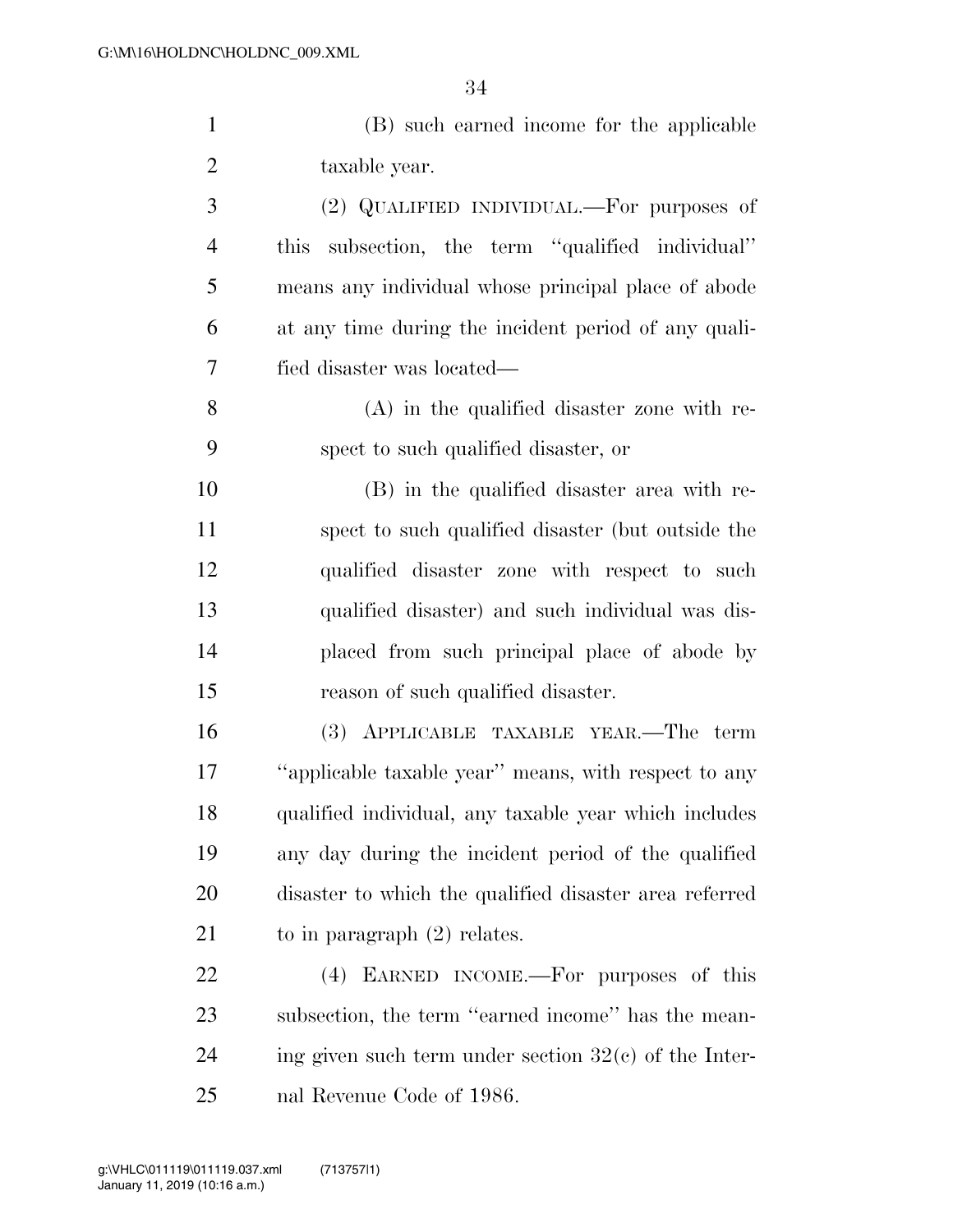(B) such earned income for the applicable taxable year.

(2) QUALIFIED INDIVIDUAL.—For purposes of this subsection, the term ''qualified individual'' means any individual whose principal place of abode at any time during the incident period of any qualified disaster was located—

(A) in the qualified disaster zone with respect to such qualified disaster, or

(B) in the qualified disaster area with respect to such qualified disaster (but outside the qualified disaster zone with respect to such qualified disaster) and such individual was displaced from such principal place of abode by reason of such qualified disaster.

(3) APPLICABLE TAXABLE YEAR.—The term ''applicable taxable year'' means, with respect to any qualified individual, any taxable year which includes any day during the incident period of the qualified disaster to which the qualified disaster area referred to in paragraph (2) relates.

(4) EARNED INCOME.—For purposes of this subsection, the term ''earned income'' has the meaning given such term under section 32(c) of the Internal Revenue Code of 1986.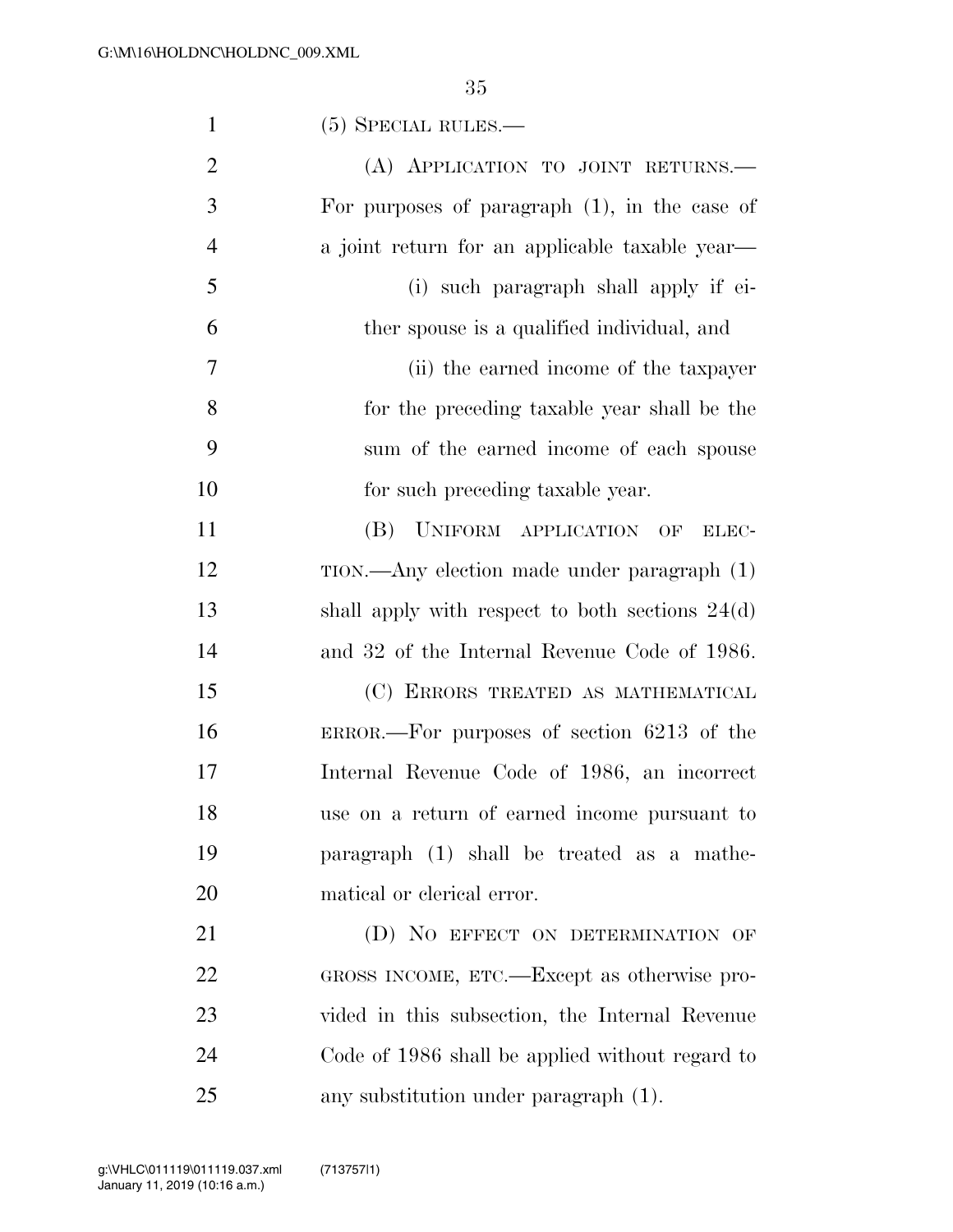(5) SPECIAL RULES.—

(A) APPLICATION TO JOINT RETURNS.—For purposes of paragraph (1), in the case of a joint return for an applicable taxable year—

(i) such paragraph shall apply if either spouse is a qualified individual, and

(ii) the earned income of the taxpayer for the preceding taxable year shall be the sum of the earned income of each spouse for such preceding taxable year.

(B) UNIFORM APPLICATION OF ELECTION.—Any election made under paragraph (1) shall apply with respect to both sections 24(d) and 32 of the Internal Revenue Code of 1986.

(C) ERRORS TREATED AS MATHEMATICAL ERROR.—For purposes of section 6213 of the Internal Revenue Code of 1986, an incorrect use on a return of earned income pursuant to paragraph (1) shall be treated as a mathematical or clerical error.

(D) NO EFFECT ON DETERMINATION OF GROSS INCOME, ETC.—Except as otherwise provided in this subsection, the Internal Revenue Code of 1986 shall be applied without regard to any substitution under paragraph (1).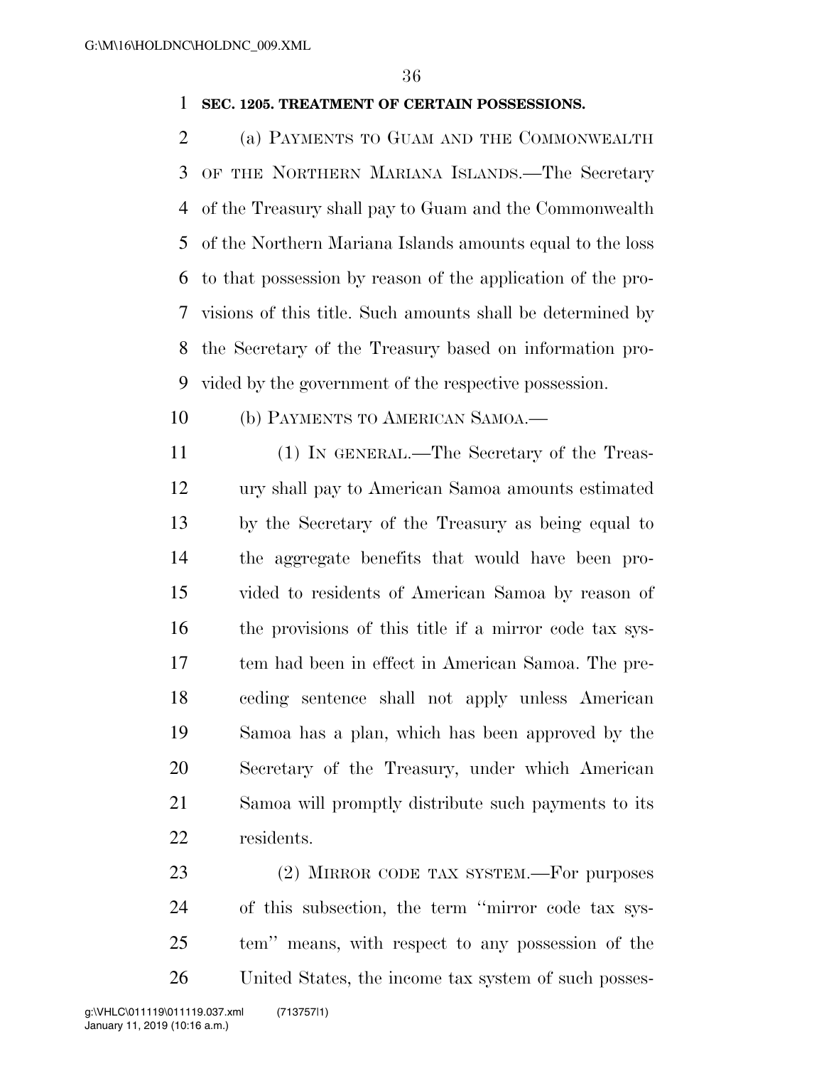**SEC. 1205. TREATMENT OF CERTAIN POSSESSIONS.**

(a) PAYMENTS TO GUAM AND THE COMMONWEALTH OF THE NORTHERN MARIANA ISLANDS.—The Secretary of the Treasury shall pay to Guam and the Commonwealth of the Northern Mariana Islands amounts equal to the loss to that possession by reason of the application of the provisions of this title. Such amounts shall be determined by the Secretary of the Treasury based on information provided by the government of the respective possession.

(b) PAYMENTS TO AMERICAN SAMOA.—

(1) IN GENERAL.—The Secretary of the Treasury shall pay to American Samoa amounts estimated by the Secretary of the Treasury as being equal to the aggregate benefits that would have been provided to residents of American Samoa by reason of the provisions of this title if a mirror code tax system had been in effect in American Samoa. The preceding sentence shall not apply unless American Samoa has a plan, which has been approved by the Secretary of the Treasury, under which American Samoa will promptly distribute such payments to its residents.

(2) MIRROR CODE TAX SYSTEM.—For purposes of this subsection, the term ''mirror code tax system'' means, with respect to any possession of the United States, the income tax system of such posses-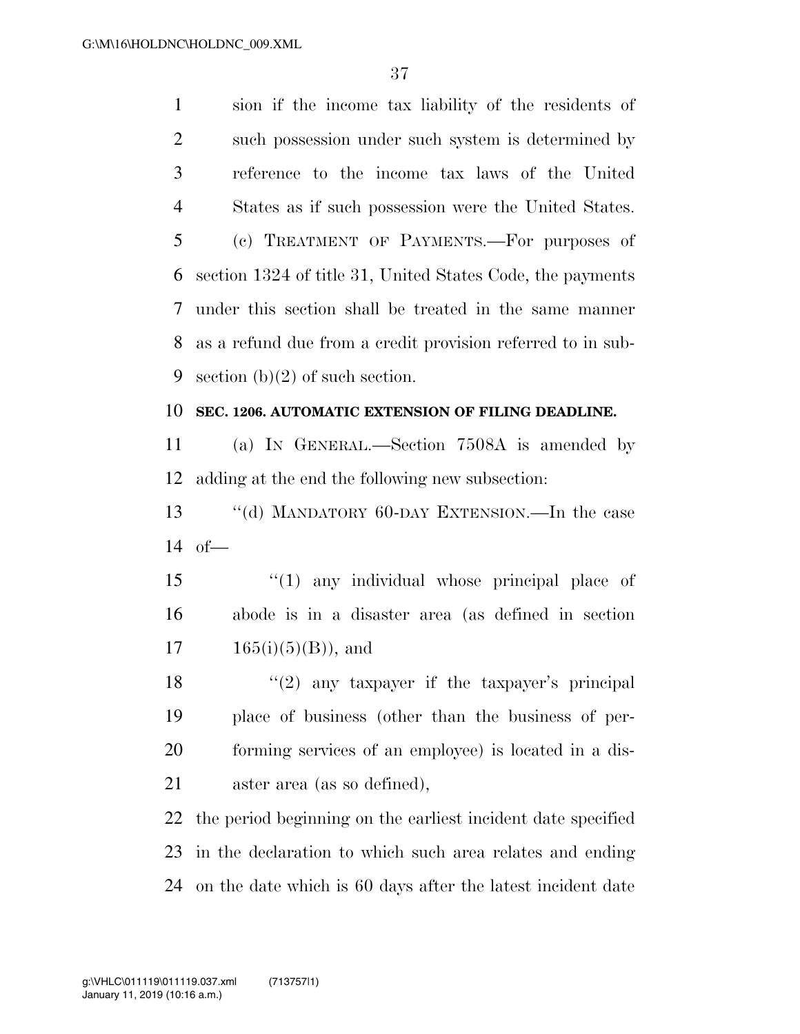sion if the income tax liability of the residents of such possession under such system is determined by reference to the income tax laws of the United States as if such possession were the United States.

(c) TREATMENT OF PAYMENTS.—For purposes of section 1324 of title 31, United States Code, the payments under this section shall be treated in the same manner as a refund due from a credit provision referred to in subsection (b)(2) of such section.

**SEC. 1206. AUTOMATIC EXTENSION OF FILING DEADLINE.**

(a) IN GENERAL.—Section 7508A is amended by adding at the end the following new subsection:

''(d) MANDATORY 60-DAY EXTENSION.—In the case of—

''(1) any individual whose principal place of abode is in a disaster area (as defined in section 165(i)(5)(B)), and

''(2) any taxpayer if the taxpayer's principal place of business (other than the business of performing services of an employee) is located in a disaster area (as so defined),

the period beginning on the earliest incident date specified in the declaration to which such area relates and ending on the date which is 60 days after the latest incident date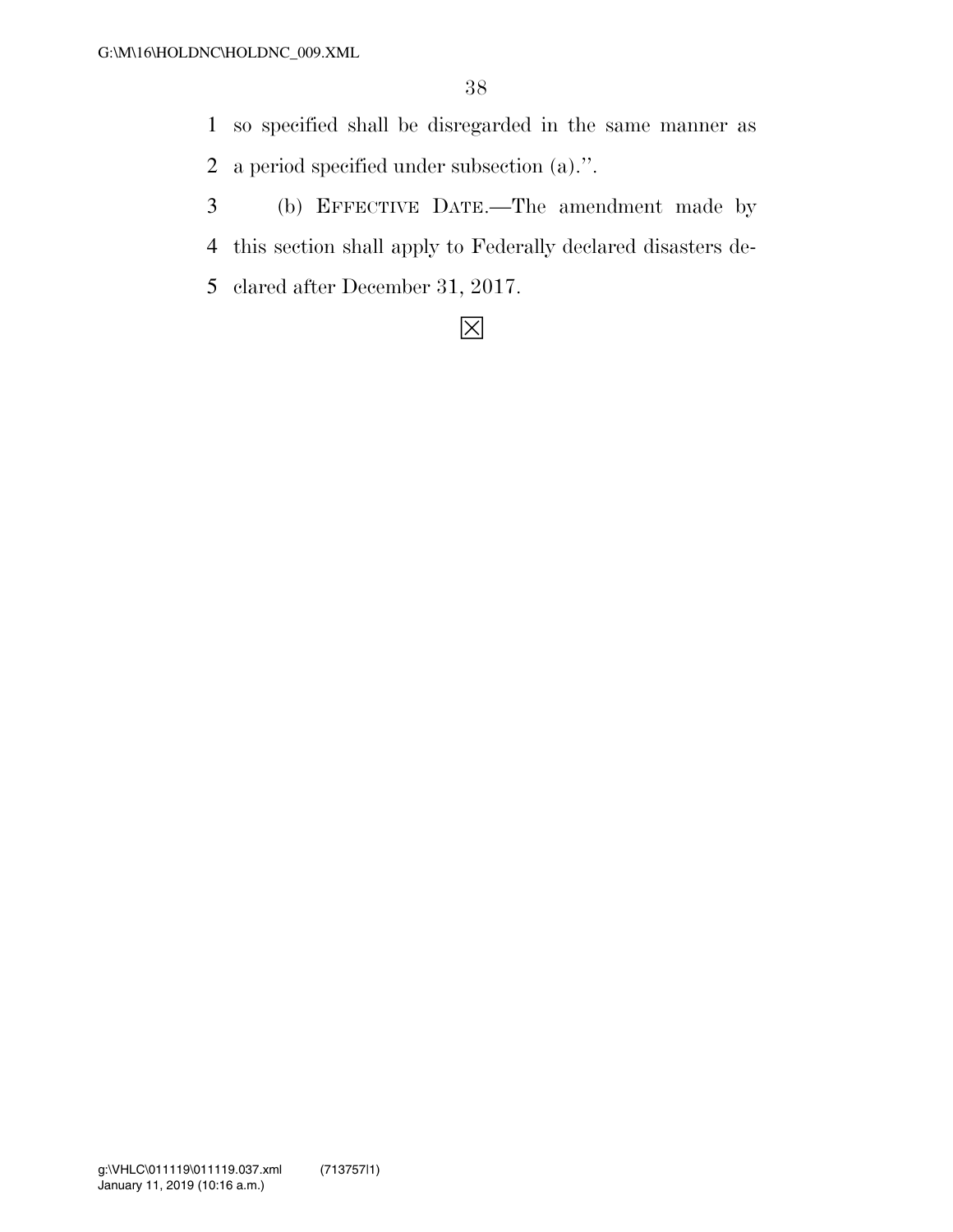so specified shall be disregarded in the same manner as a period specified under subsection (a).''.

(b) EFFECTIVE DATE.—The amendment made by this section shall apply to Federally declared disasters declared after December 31, 2017.